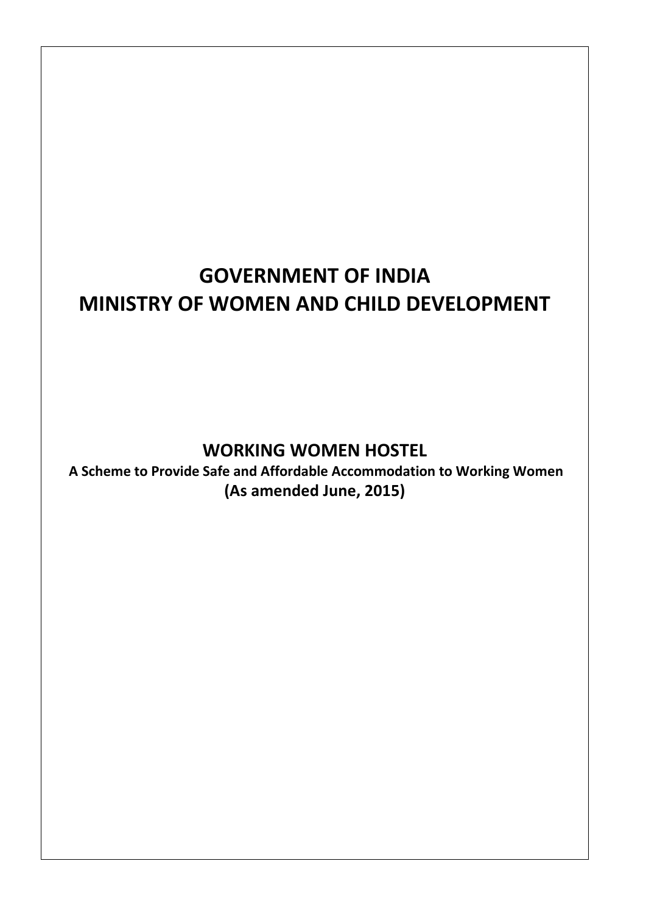# GOVERNMENT OF INDIA
# MINISTRY OF WOMEN AND CHILD DEVELOPMENT

## WORKING WOMEN HOSTEL

**A Scheme to Provide Safe and Affordable Accommodation to Working Women**

**(As amended June, 2015)**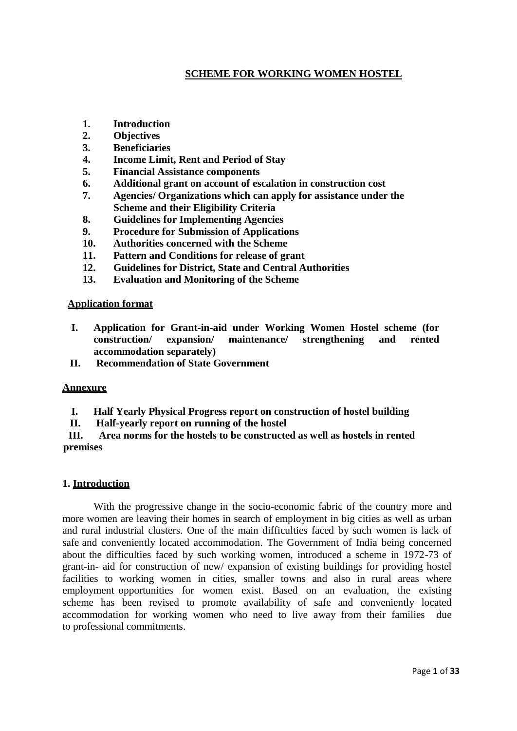# SCHEME FOR WORKING WOMEN HOSTEL

1. **Introduction**
2. **Objectives**
3. **Beneficiaries**
4. **Income Limit, Rent and Period of Stay**
5. **Financial Assistance components**
6. **Additional grant on account of escalation in construction cost**
7. **Agencies/ Organizations which can apply for assistance under the Scheme and their Eligibility Criteria**
8. **Guidelines for Implementing Agencies**
9. **Procedure for Submission of Applications**
10. **Authorities concerned with the Scheme**
11. **Pattern and Conditions for release of grant**
12. **Guidelines for District, State and Central Authorities**
13. **Evaluation and Monitoring of the Scheme**

**Application format**

I. **Application for Grant-in-aid under Working Women Hostel scheme (for construction/ expansion/ maintenance/ strengthening and rented accommodation separately)**

II. **Recommendation of State Government**

**Annexure**

I. **Half Yearly Physical Progress report on construction of hostel building**

II. **Half-yearly report on running of the hostel**

III. **Area norms for the hostels to be constructed as well as hostels in rented premises**

## 1. Introduction

With the progressive change in the socio-economic fabric of the country more and more women are leaving their homes in search of employment in big cities as well as urban and rural industrial clusters. One of the main difficulties faced by such women is lack of safe and conveniently located accommodation. The Government of India being concerned about the difficulties faced by such working women, introduced a scheme in 1972-73 of grant-in- aid for construction of new/ expansion of existing buildings for providing hostel facilities to working women in cities, smaller towns and also in rural areas where employment opportunities for women exist. Based on an evaluation, the existing scheme has been revised to promote availability of safe and conveniently located accommodation for working women who need to live away from their families due to professional commitments.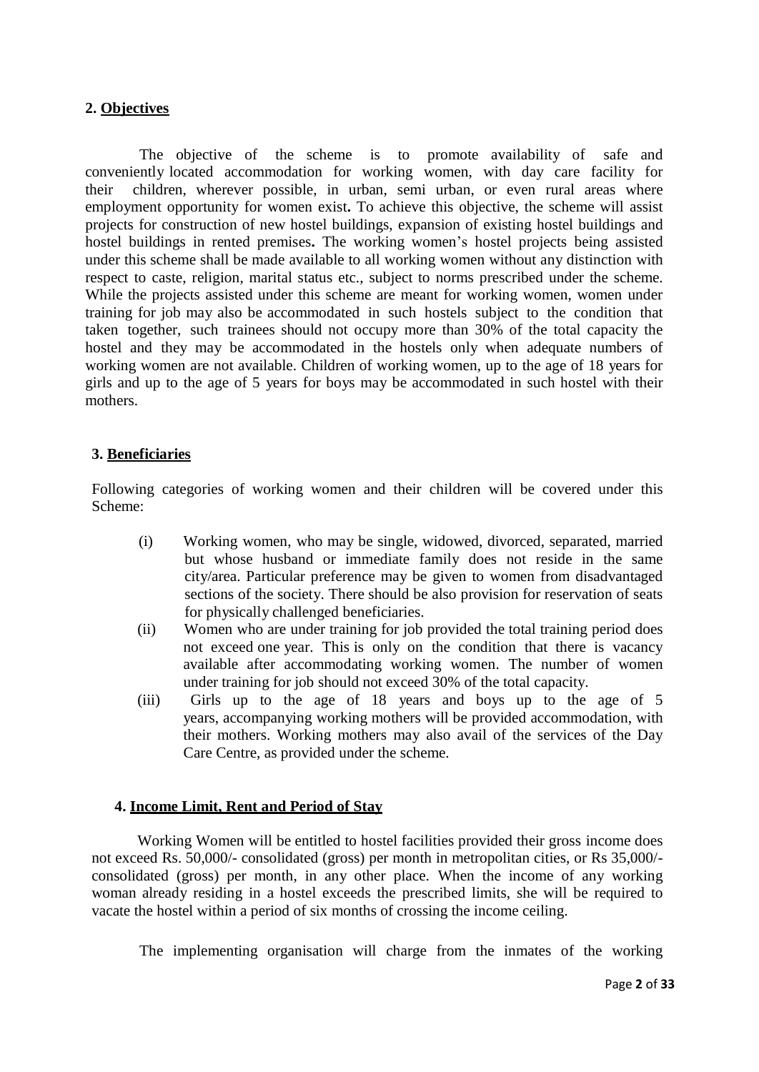## 2. Objectives

The objective of the scheme is to promote availability of safe and conveniently located accommodation for working women, with day care facility for their children, wherever possible, in urban, semi urban, or even rural areas where employment opportunity for women exist**.** To achieve this objective, the scheme will assist projects for construction of new hostel buildings, expansion of existing hostel buildings and hostel buildings in rented premises**.** The working women's hostel projects being assisted under this scheme shall be made available to all working women without any distinction with respect to caste, religion, marital status etc., subject to norms prescribed under the scheme. While the projects assisted under this scheme are meant for working women, women under training for job may also be accommodated in such hostels subject to the condition that taken together, such trainees should not occupy more than 30% of the total capacity the hostel and they may be accommodated in the hostels only when adequate numbers of working women are not available. Children of working women, up to the age of 18 years for girls and up to the age of 5 years for boys may be accommodated in such hostel with their mothers.

## 3. Beneficiaries

Following categories of working women and their children will be covered under this Scheme:

(i) Working women, who may be single, widowed, divorced, separated, married but whose husband or immediate family does not reside in the same city/area. Particular preference may be given to women from disadvantaged sections of the society. There should be also provision for reservation of seats for physically challenged beneficiaries.

(ii) Women who are under training for job provided the total training period does not exceed one year. This is only on the condition that there is vacancy available after accommodating working women. The number of women under training for job should not exceed 30% of the total capacity.

(iii) Girls up to the age of 18 years and boys up to the age of 5 years, accompanying working mothers will be provided accommodation, with their mothers. Working mothers may also avail of the services of the Day Care Centre, as provided under the scheme.

## 4. Income Limit, Rent and Period of Stay

Working Women will be entitled to hostel facilities provided their gross income does not exceed Rs. 50,000/- consolidated (gross) per month in metropolitan cities, or Rs 35,000/- consolidated (gross) per month, in any other place. When the income of any working woman already residing in a hostel exceeds the prescribed limits, she will be required to vacate the hostel within a period of six months of crossing the income ceiling.

The implementing organisation will charge from the inmates of the working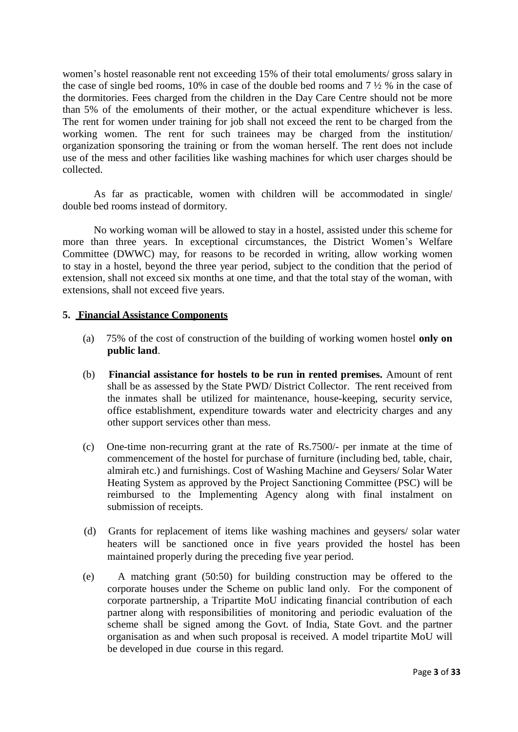women's hostel reasonable rent not exceeding 15% of their total emoluments/ gross salary in the case of single bed rooms, 10% in case of the double bed rooms and 7 ½ % in the case of the dormitories. Fees charged from the children in the Day Care Centre should not be more than 5% of the emoluments of their mother, or the actual expenditure whichever is less. The rent for women under training for job shall not exceed the rent to be charged from the working women. The rent for such trainees may be charged from the institution/ organization sponsoring the training or from the woman herself. The rent does not include use of the mess and other facilities like washing machines for which user charges should be collected.

As far as practicable, women with children will be accommodated in single/ double bed rooms instead of dormitory.

No working woman will be allowed to stay in a hostel, assisted under this scheme for more than three years. In exceptional circumstances, the District Women's Welfare Committee (DWWC) may, for reasons to be recorded in writing, allow working women to stay in a hostel, beyond the three year period, subject to the condition that the period of extension, shall not exceed six months at one time, and that the total stay of the woman, with extensions, shall not exceed five years.

## 5. Financial Assistance Components

(a) 75% of the cost of construction of the building of working women hostel **only on public land**.

(b) **Financial assistance for hostels to be run in rented premises.** Amount of rent shall be as assessed by the State PWD/ District Collector. The rent received from the inmates shall be utilized for maintenance, house-keeping, security service, office establishment, expenditure towards water and electricity charges and any other support services other than mess.

(c) One-time non-recurring grant at the rate of Rs.7500/- per inmate at the time of commencement of the hostel for purchase of furniture (including bed, table, chair, almirah etc.) and furnishings. Cost of Washing Machine and Geysers/ Solar Water Heating System as approved by the Project Sanctioning Committee (PSC) will be reimbursed to the Implementing Agency along with final instalment on submission of receipts.

(d) Grants for replacement of items like washing machines and geysers/ solar water heaters will be sanctioned once in five years provided the hostel has been maintained properly during the preceding five year period.

(e) A matching grant (50:50) for building construction may be offered to the corporate houses under the Scheme on public land only. For the component of corporate partnership, a Tripartite MoU indicating financial contribution of each partner along with responsibilities of monitoring and periodic evaluation of the scheme shall be signed among the Govt. of India, State Govt. and the partner organisation as and when such proposal is received. A model tripartite MoU will be developed in due course in this regard.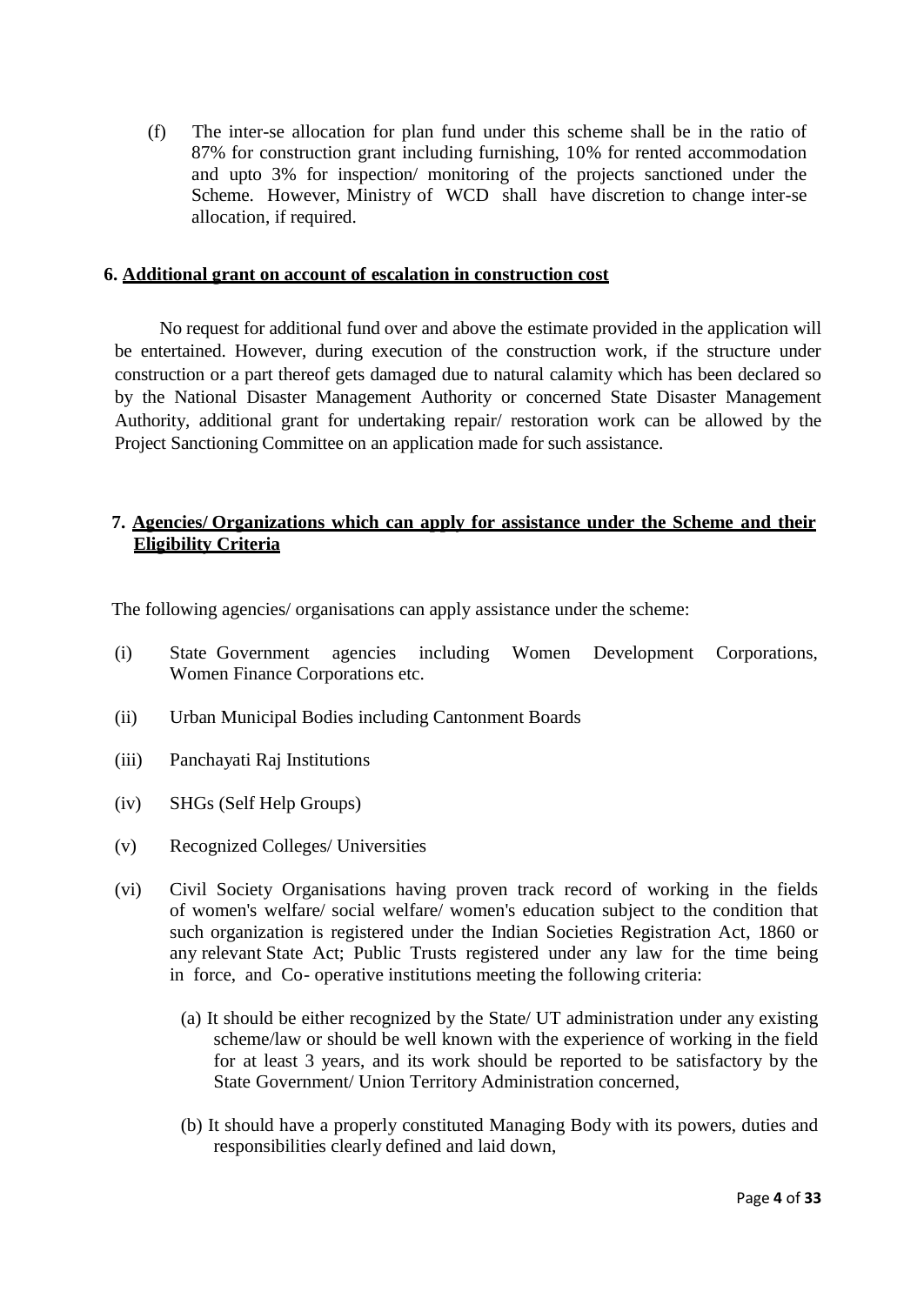(f) The inter-se allocation for plan fund under this scheme shall be in the ratio of 87% for construction grant including furnishing, 10% for rented accommodation and upto 3% for inspection/ monitoring of the projects sanctioned under the Scheme. However, Ministry of WCD shall have discretion to change inter-se allocation, if required.

## 6. Additional grant on account of escalation in construction cost

No request for additional fund over and above the estimate provided in the application will be entertained. However, during execution of the construction work, if the structure under construction or a part thereof gets damaged due to natural calamity which has been declared so by the National Disaster Management Authority or concerned State Disaster Management Authority, additional grant for undertaking repair/ restoration work can be allowed by the Project Sanctioning Committee on an application made for such assistance.

## 7. Agencies/ Organizations which can apply for assistance under the Scheme and their Eligibility Criteria

The following agencies/ organisations can apply assistance under the scheme:

(i) State Government agencies including Women Development Corporations, Women Finance Corporations etc.

(ii) Urban Municipal Bodies including Cantonment Boards

(iii) Panchayati Raj Institutions

(iv) SHGs (Self Help Groups)

(v) Recognized Colleges/ Universities

(vi) Civil Society Organisations having proven track record of working in the fields of women's welfare/ social welfare/ women's education subject to the condition that such organization is registered under the Indian Societies Registration Act, 1860 or any relevant State Act; Public Trusts registered under any law for the time being in force, and Co- operative institutions meeting the following criteria:

(a) It should be either recognized by the State/ UT administration under any existing scheme/law or should be well known with the experience of working in the field for at least 3 years, and its work should be reported to be satisfactory by the State Government/ Union Territory Administration concerned,

(b) It should have a properly constituted Managing Body with its powers, duties and responsibilities clearly defined and laid down,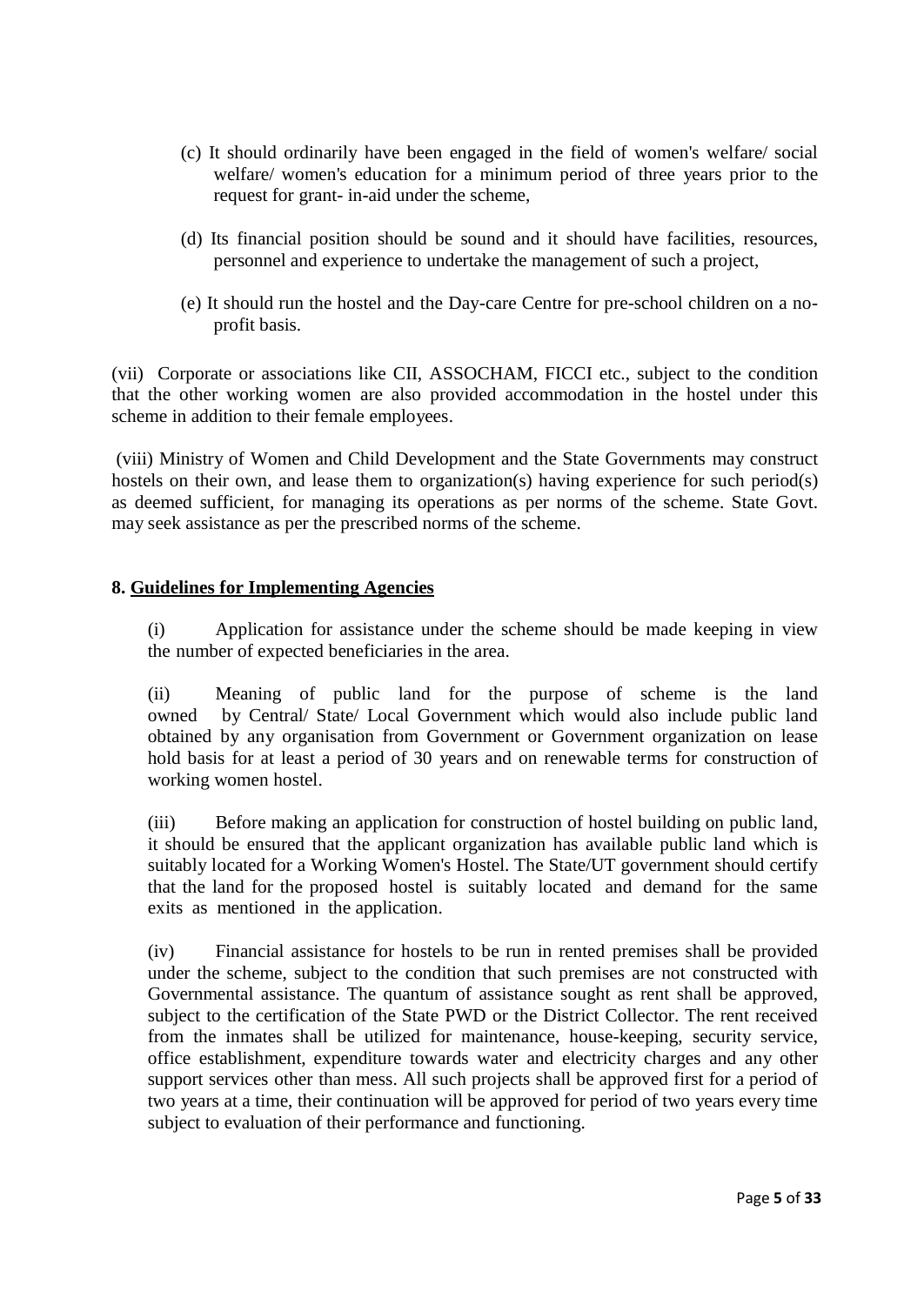(c) It should ordinarily have been engaged in the field of women's welfare/ social welfare/ women's education for a minimum period of three years prior to the request for grant- in-aid under the scheme,

(d) Its financial position should be sound and it should have facilities, resources, personnel and experience to undertake the management of such a project,

(e) It should run the hostel and the Day-care Centre for pre-school children on a no-profit basis.

(vii) Corporate or associations like CII, ASSOCHAM, FICCI etc., subject to the condition that the other working women are also provided accommodation in the hostel under this scheme in addition to their female employees.

(viii) Ministry of Women and Child Development and the State Governments may construct hostels on their own, and lease them to organization(s) having experience for such period(s) as deemed sufficient, for managing its operations as per norms of the scheme. State Govt. may seek assistance as per the prescribed norms of the scheme.

**8. <u>Guidelines for Implementing Agencies</u>**

(i) Application for assistance under the scheme should be made keeping in view the number of expected beneficiaries in the area.

(ii) Meaning of public land for the purpose of scheme is the land owned by Central/ State/ Local Government which would also include public land obtained by any organisation from Government or Government organization on lease hold basis for at least a period of 30 years and on renewable terms for construction of working women hostel.

(iii) Before making an application for construction of hostel building on public land, it should be ensured that the applicant organization has available public land which is suitably located for a Working Women's Hostel. The State/UT government should certify that the land for the proposed hostel is suitably located and demand for the same exits as mentioned in the application.

(iv) Financial assistance for hostels to be run in rented premises shall be provided under the scheme, subject to the condition that such premises are not constructed with Governmental assistance. The quantum of assistance sought as rent shall be approved, subject to the certification of the State PWD or the District Collector. The rent received from the inmates shall be utilized for maintenance, house-keeping, security service, office establishment, expenditure towards water and electricity charges and any other support services other than mess. All such projects shall be approved first for a period of two years at a time, their continuation will be approved for period of two years every time subject to evaluation of their performance and functioning.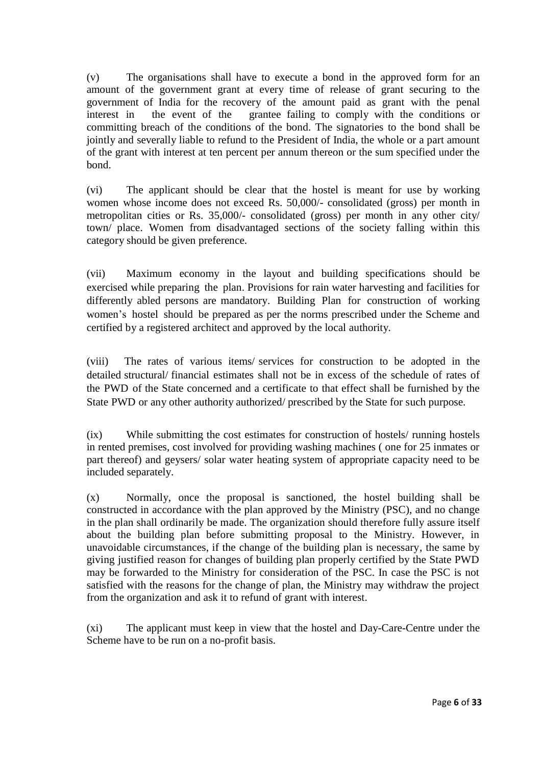(v) The organisations shall have to execute a bond in the approved form for an amount of the government grant at every time of release of grant securing to the government of India for the recovery of the amount paid as grant with the penal interest in the event of the grantee failing to comply with the conditions or committing breach of the conditions of the bond. The signatories to the bond shall be jointly and severally liable to refund to the President of India, the whole or a part amount of the grant with interest at ten percent per annum thereon or the sum specified under the bond.

(vi) The applicant should be clear that the hostel is meant for use by working women whose income does not exceed Rs. 50,000/- consolidated (gross) per month in metropolitan cities or Rs. 35,000/- consolidated (gross) per month in any other city/ town/ place. Women from disadvantaged sections of the society falling within this category should be given preference.

(vii) Maximum economy in the layout and building specifications should be exercised while preparing the plan. Provisions for rain water harvesting and facilities for differently abled persons are mandatory. Building Plan for construction of working women's hostel should be prepared as per the norms prescribed under the Scheme and certified by a registered architect and approved by the local authority.

(viii) The rates of various items/ services for construction to be adopted in the detailed structural/ financial estimates shall not be in excess of the schedule of rates of the PWD of the State concerned and a certificate to that effect shall be furnished by the State PWD or any other authority authorized/ prescribed by the State for such purpose.

(ix) While submitting the cost estimates for construction of hostels/ running hostels in rented premises, cost involved for providing washing machines ( one for 25 inmates or part thereof) and geysers/ solar water heating system of appropriate capacity need to be included separately.

(x) Normally, once the proposal is sanctioned, the hostel building shall be constructed in accordance with the plan approved by the Ministry (PSC), and no change in the plan shall ordinarily be made. The organization should therefore fully assure itself about the building plan before submitting proposal to the Ministry. However, in unavoidable circumstances, if the change of the building plan is necessary, the same by giving justified reason for changes of building plan properly certified by the State PWD may be forwarded to the Ministry for consideration of the PSC. In case the PSC is not satisfied with the reasons for the change of plan, the Ministry may withdraw the project from the organization and ask it to refund of grant with interest.

(xi) The applicant must keep in view that the hostel and Day-Care-Centre under the Scheme have to be run on a no-profit basis.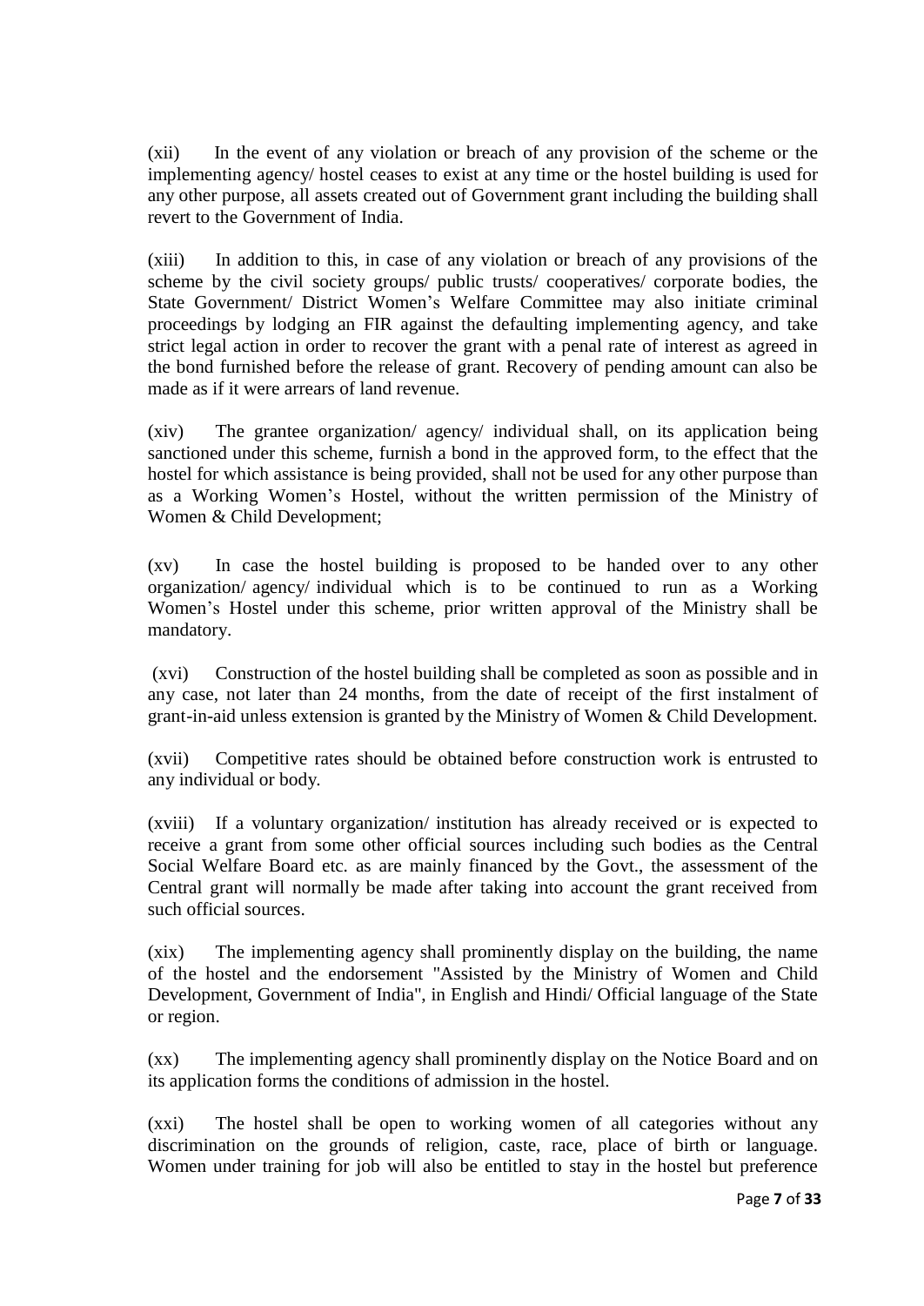(xii) In the event of any violation or breach of any provision of the scheme or the implementing agency/ hostel ceases to exist at any time or the hostel building is used for any other purpose, all assets created out of Government grant including the building shall revert to the Government of India.

(xiii) In addition to this, in case of any violation or breach of any provisions of the scheme by the civil society groups/ public trusts/ cooperatives/ corporate bodies, the State Government/ District Women's Welfare Committee may also initiate criminal proceedings by lodging an FIR against the defaulting implementing agency, and take strict legal action in order to recover the grant with a penal rate of interest as agreed in the bond furnished before the release of grant. Recovery of pending amount can also be made as if it were arrears of land revenue.

(xiv) The grantee organization/ agency/ individual shall, on its application being sanctioned under this scheme, furnish a bond in the approved form, to the effect that the hostel for which assistance is being provided, shall not be used for any other purpose than as a Working Women's Hostel, without the written permission of the Ministry of Women & Child Development;

(xv) In case the hostel building is proposed to be handed over to any other organization/ agency/ individual which is to be continued to run as a Working Women's Hostel under this scheme, prior written approval of the Ministry shall be mandatory.

(xvi) Construction of the hostel building shall be completed as soon as possible and in any case, not later than 24 months, from the date of receipt of the first instalment of grant-in-aid unless extension is granted by the Ministry of Women & Child Development.

(xvii) Competitive rates should be obtained before construction work is entrusted to any individual or body.

(xviii) If a voluntary organization/ institution has already received or is expected to receive a grant from some other official sources including such bodies as the Central Social Welfare Board etc. as are mainly financed by the Govt., the assessment of the Central grant will normally be made after taking into account the grant received from such official sources.

(xix) The implementing agency shall prominently display on the building, the name of the hostel and the endorsement "Assisted by the Ministry of Women and Child Development, Government of India", in English and Hindi/ Official language of the State or region.

(xx) The implementing agency shall prominently display on the Notice Board and on its application forms the conditions of admission in the hostel.

(xxi) The hostel shall be open to working women of all categories without any discrimination on the grounds of religion, caste, race, place of birth or language. Women under training for job will also be entitled to stay in the hostel but preference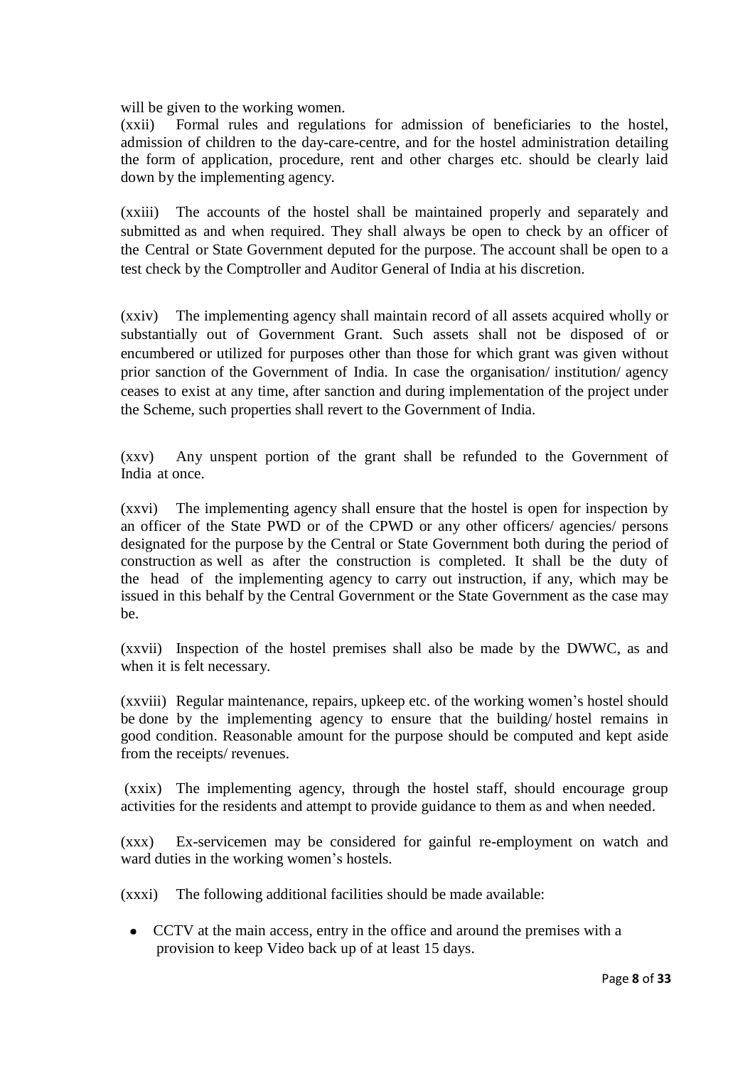will be given to the working women.

(xxii) Formal rules and regulations for admission of beneficiaries to the hostel, admission of children to the day-care-centre, and for the hostel administration detailing the form of application, procedure, rent and other charges etc. should be clearly laid down by the implementing agency.

(xxiii) The accounts of the hostel shall be maintained properly and separately and submitted as and when required. They shall always be open to check by an officer of the Central or State Government deputed for the purpose. The account shall be open to a test check by the Comptroller and Auditor General of India at his discretion.

(xxiv) The implementing agency shall maintain record of all assets acquired wholly or substantially out of Government Grant. Such assets shall not be disposed of or encumbered or utilized for purposes other than those for which grant was given without prior sanction of the Government of India. In case the organisation/ institution/ agency ceases to exist at any time, after sanction and during implementation of the project under the Scheme, such properties shall revert to the Government of India.

(xxv) Any unspent portion of the grant shall be refunded to the Government of India at once.

(xxvi) The implementing agency shall ensure that the hostel is open for inspection by an officer of the State PWD or of the CPWD or any other officers/ agencies/ persons designated for the purpose by the Central or State Government both during the period of construction as well as after the construction is completed. It shall be the duty of the head of the implementing agency to carry out instruction, if any, which may be issued in this behalf by the Central Government or the State Government as the case may be.

(xxvii) Inspection of the hostel premises shall also be made by the DWWC, as and when it is felt necessary.

(xxviii) Regular maintenance, repairs, upkeep etc. of the working women's hostel should be done by the implementing agency to ensure that the building/ hostel remains in good condition. Reasonable amount for the purpose should be computed and kept aside from the receipts/ revenues.

(xxix) The implementing agency, through the hostel staff, should encourage group activities for the residents and attempt to provide guidance to them as and when needed.

(xxx) Ex-servicemen may be considered for gainful re-employment on watch and ward duties in the working women's hostels.

(xxxi) The following additional facilities should be made available:

- CCTV at the main access, entry in the office and around the premises with a provision to keep Video back up of at least 15 days.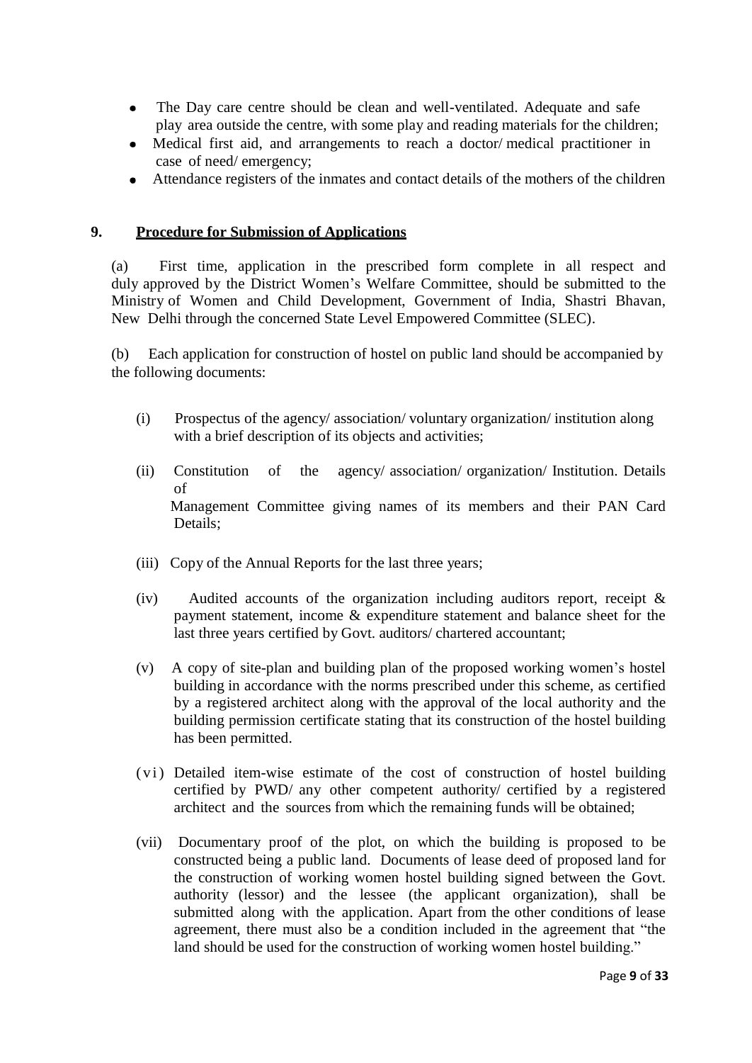- The Day care centre should be clean and well-ventilated. Adequate and safe play area outside the centre, with some play and reading materials for the children;
- Medical first aid, and arrangements to reach a doctor/ medical practitioner in case of need/ emergency;
- Attendance registers of the inmates and contact details of the mothers of the children

## 9. Procedure for Submission of Applications

(a) First time, application in the prescribed form complete in all respect and duly approved by the District Women's Welfare Committee, should be submitted to the Ministry of Women and Child Development, Government of India, Shastri Bhavan, New Delhi through the concerned State Level Empowered Committee (SLEC).

(b) Each application for construction of hostel on public land should be accompanied by the following documents:

(i) Prospectus of the agency/ association/ voluntary organization/ institution along with a brief description of its objects and activities;

(ii) Constitution of the agency/ association/ organization/ Institution. Details of Management Committee giving names of its members and their PAN Card Details;

(iii) Copy of the Annual Reports for the last three years;

(iv) Audited accounts of the organization including auditors report, receipt & payment statement, income & expenditure statement and balance sheet for the last three years certified by Govt. auditors/ chartered accountant;

(v) A copy of site-plan and building plan of the proposed working women's hostel building in accordance with the norms prescribed under this scheme, as certified by a registered architect along with the approval of the local authority and the building permission certificate stating that its construction of the hostel building has been permitted.

(vi) Detailed item-wise estimate of the cost of construction of hostel building certified by PWD/ any other competent authority/ certified by a registered architect and the sources from which the remaining funds will be obtained;

(vii) Documentary proof of the plot, on which the building is proposed to be constructed being a public land. Documents of lease deed of proposed land for the construction of working women hostel building signed between the Govt. authority (lessor) and the lessee (the applicant organization), shall be submitted along with the application. Apart from the other conditions of lease agreement, there must also be a condition included in the agreement that "the land should be used for the construction of working women hostel building."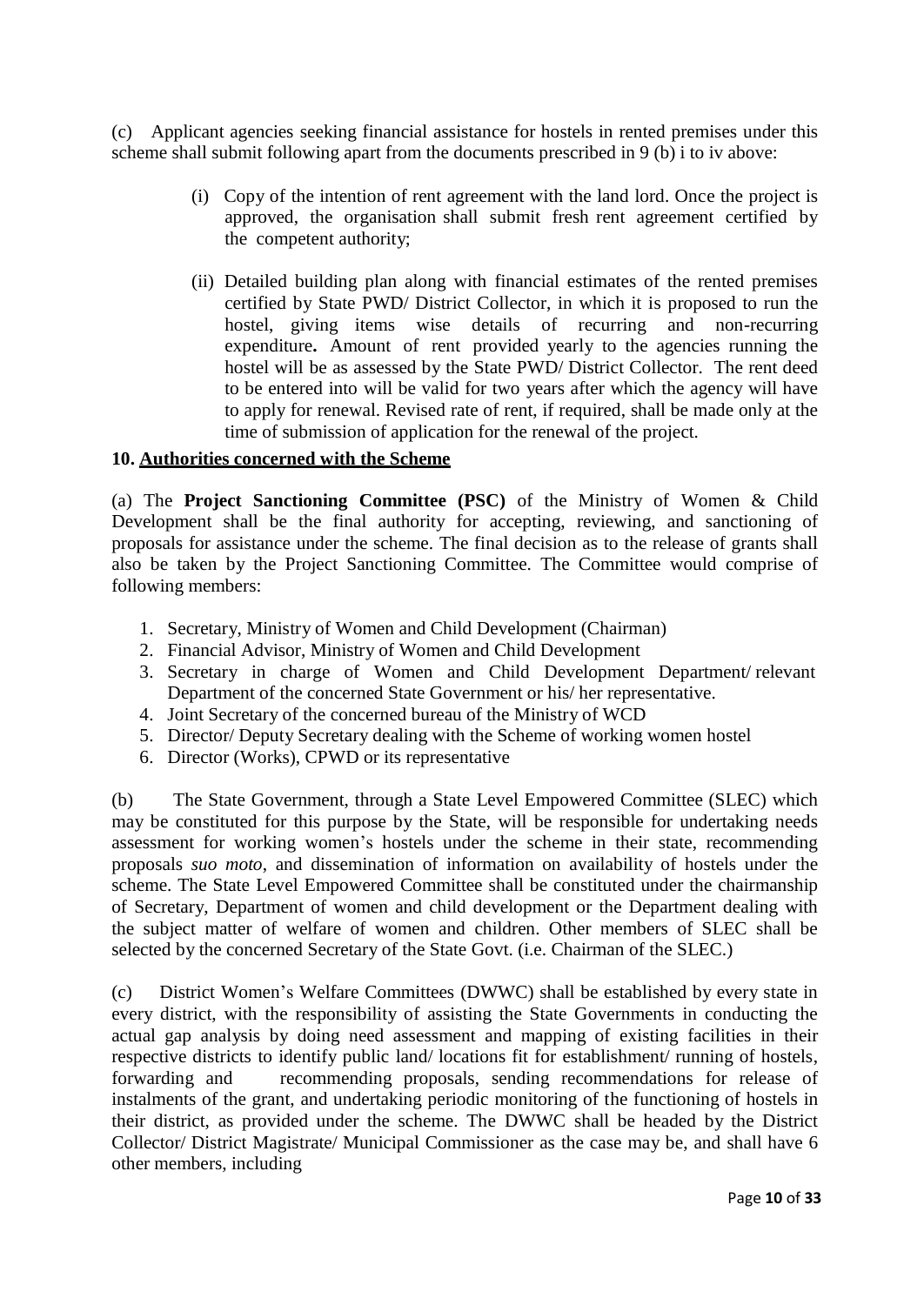(c) Applicant agencies seeking financial assistance for hostels in rented premises under this scheme shall submit following apart from the documents prescribed in 9 (b) i to iv above:

(i) Copy of the intention of rent agreement with the land lord. Once the project is approved, the organisation shall submit fresh rent agreement certified by the competent authority;

(ii) Detailed building plan along with financial estimates of the rented premises certified by State PWD/ District Collector, in which it is proposed to run the hostel, giving items wise details of recurring and non-recurring expenditure**.** Amount of rent provided yearly to the agencies running the hostel will be as assessed by the State PWD/ District Collector. The rent deed to be entered into will be valid for two years after which the agency will have to apply for renewal. Revised rate of rent, if required, shall be made only at the time of submission of application for the renewal of the project.

**10. Authorities concerned with the Scheme**

(a) The **Project Sanctioning Committee (PSC)** of the Ministry of Women & Child Development shall be the final authority for accepting, reviewing, and sanctioning of proposals for assistance under the scheme. The final decision as to the release of grants shall also be taken by the Project Sanctioning Committee. The Committee would comprise of following members:

1. Secretary, Ministry of Women and Child Development (Chairman)
2. Financial Advisor, Ministry of Women and Child Development
3. Secretary in charge of Women and Child Development Department/ relevant Department of the concerned State Government or his/ her representative.
4. Joint Secretary of the concerned bureau of the Ministry of WCD
5. Director/ Deputy Secretary dealing with the Scheme of working women hostel
6. Director (Works), CPWD or its representative

(b) The State Government, through a State Level Empowered Committee (SLEC) which may be constituted for this purpose by the State, will be responsible for undertaking needs assessment for working women's hostels under the scheme in their state, recommending proposals *suo moto*, and dissemination of information on availability of hostels under the scheme. The State Level Empowered Committee shall be constituted under the chairmanship of Secretary, Department of women and child development or the Department dealing with the subject matter of welfare of women and children. Other members of SLEC shall be selected by the concerned Secretary of the State Govt. (i.e. Chairman of the SLEC.)

(c) District Women's Welfare Committees (DWWC) shall be established by every state in every district, with the responsibility of assisting the State Governments in conducting the actual gap analysis by doing need assessment and mapping of existing facilities in their respective districts to identify public land/ locations fit for establishment/ running of hostels, forwarding and recommending proposals, sending recommendations for release of instalments of the grant, and undertaking periodic monitoring of the functioning of hostels in their district, as provided under the scheme. The DWWC shall be headed by the District Collector/ District Magistrate/ Municipal Commissioner as the case may be, and shall have 6 other members, including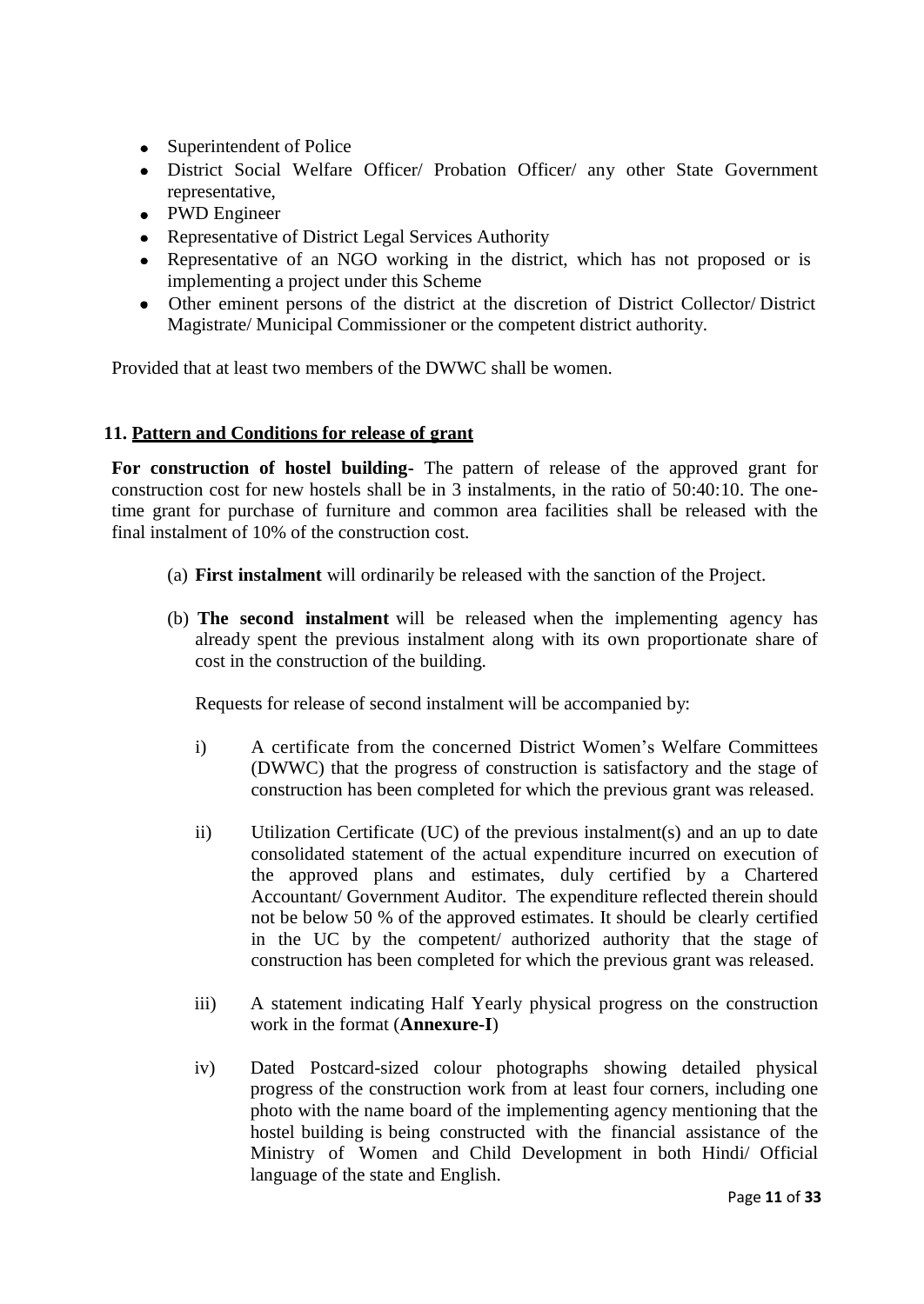- Superintendent of Police
- District Social Welfare Officer/ Probation Officer/ any other State Government representative,
- PWD Engineer
- Representative of District Legal Services Authority
- Representative of an NGO working in the district, which has not proposed or is implementing a project under this Scheme
- Other eminent persons of the district at the discretion of District Collector/ District Magistrate/ Municipal Commissioner or the competent district authority.

Provided that at least two members of the DWWC shall be women.

## 11. Pattern and Conditions for release of grant

**For construction of hostel building-** The pattern of release of the approved grant for construction cost for new hostels shall be in 3 instalments, in the ratio of 50:40:10. The one-time grant for purchase of furniture and common area facilities shall be released with the final instalment of 10% of the construction cost.

(a) **First instalment** will ordinarily be released with the sanction of the Project.

(b) **The second instalment** will be released when the implementing agency has already spent the previous instalment along with its own proportionate share of cost in the construction of the building.

Requests for release of second instalment will be accompanied by:

i) A certificate from the concerned District Women's Welfare Committees (DWWC) that the progress of construction is satisfactory and the stage of construction has been completed for which the previous grant was released.

ii) Utilization Certificate (UC) of the previous instalment(s) and an up to date consolidated statement of the actual expenditure incurred on execution of the approved plans and estimates, duly certified by a Chartered Accountant/ Government Auditor. The expenditure reflected therein should not be below 50 % of the approved estimates. It should be clearly certified in the UC by the competent/ authorized authority that the stage of construction has been completed for which the previous grant was released.

iii) A statement indicating Half Yearly physical progress on the construction work in the format (**Annexure-I**)

iv) Dated Postcard-sized colour photographs showing detailed physical progress of the construction work from at least four corners, including one photo with the name board of the implementing agency mentioning that the hostel building is being constructed with the financial assistance of the Ministry of Women and Child Development in both Hindi/ Official language of the state and English.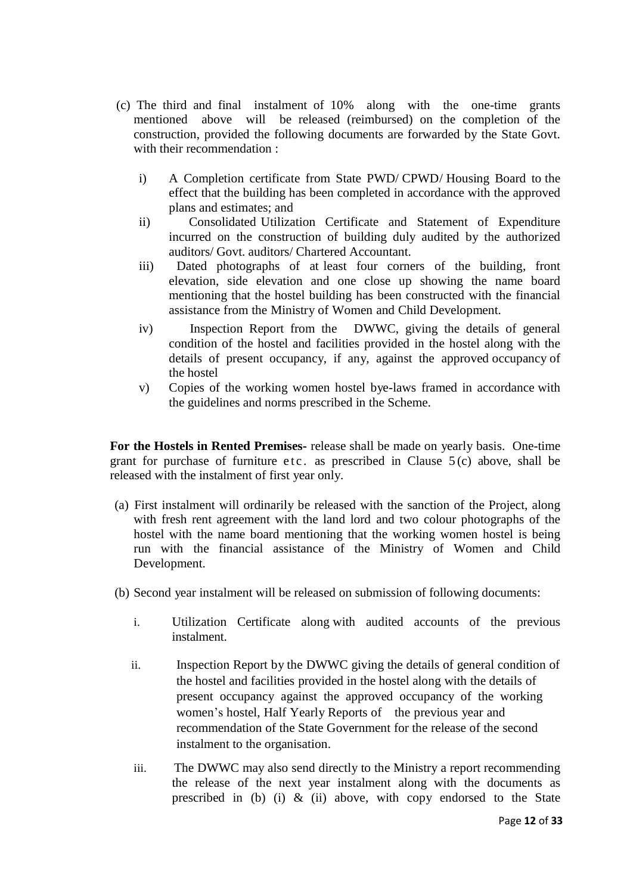(c) The third and final instalment of 10% along with the one-time grants mentioned above will be released (reimbursed) on the completion of the construction, provided the following documents are forwarded by the State Govt. with their recommendation :

   i) A Completion certificate from State PWD/ CPWD/ Housing Board to the effect that the building has been completed in accordance with the approved plans and estimates; and

   ii) Consolidated Utilization Certificate and Statement of Expenditure incurred on the construction of building duly audited by the authorized auditors/ Govt. auditors/ Chartered Accountant.

   iii) Dated photographs of at least four corners of the building, front elevation, side elevation and one close up showing the name board mentioning that the hostel building has been constructed with the financial assistance from the Ministry of Women and Child Development.

   iv) Inspection Report from the DWWC, giving the details of general condition of the hostel and facilities provided in the hostel along with the details of present occupancy, if any, against the approved occupancy of the hostel

   v) Copies of the working women hostel bye-laws framed in accordance with the guidelines and norms prescribed in the Scheme.

**For the Hostels in Rented Premises-** release shall be made on yearly basis. One-time grant for purchase of furniture etc. as prescribed in Clause 5(c) above, shall be released with the instalment of first year only.

(a) First instalment will ordinarily be released with the sanction of the Project, along with fresh rent agreement with the land lord and two colour photographs of the hostel with the name board mentioning that the working women hostel is being run with the financial assistance of the Ministry of Women and Child Development.

(b) Second year instalment will be released on submission of following documents:

   i. Utilization Certificate along with audited accounts of the previous instalment.

   ii. Inspection Report by the DWWC giving the details of general condition of the hostel and facilities provided in the hostel along with the details of present occupancy against the approved occupancy of the working women's hostel, Half Yearly Reports of the previous year and recommendation of the State Government for the release of the second instalment to the organisation.

   iii. The DWWC may also send directly to the Ministry a report recommending the release of the next year instalment along with the documents as prescribed in (b) (i) & (ii) above, with copy endorsed to the State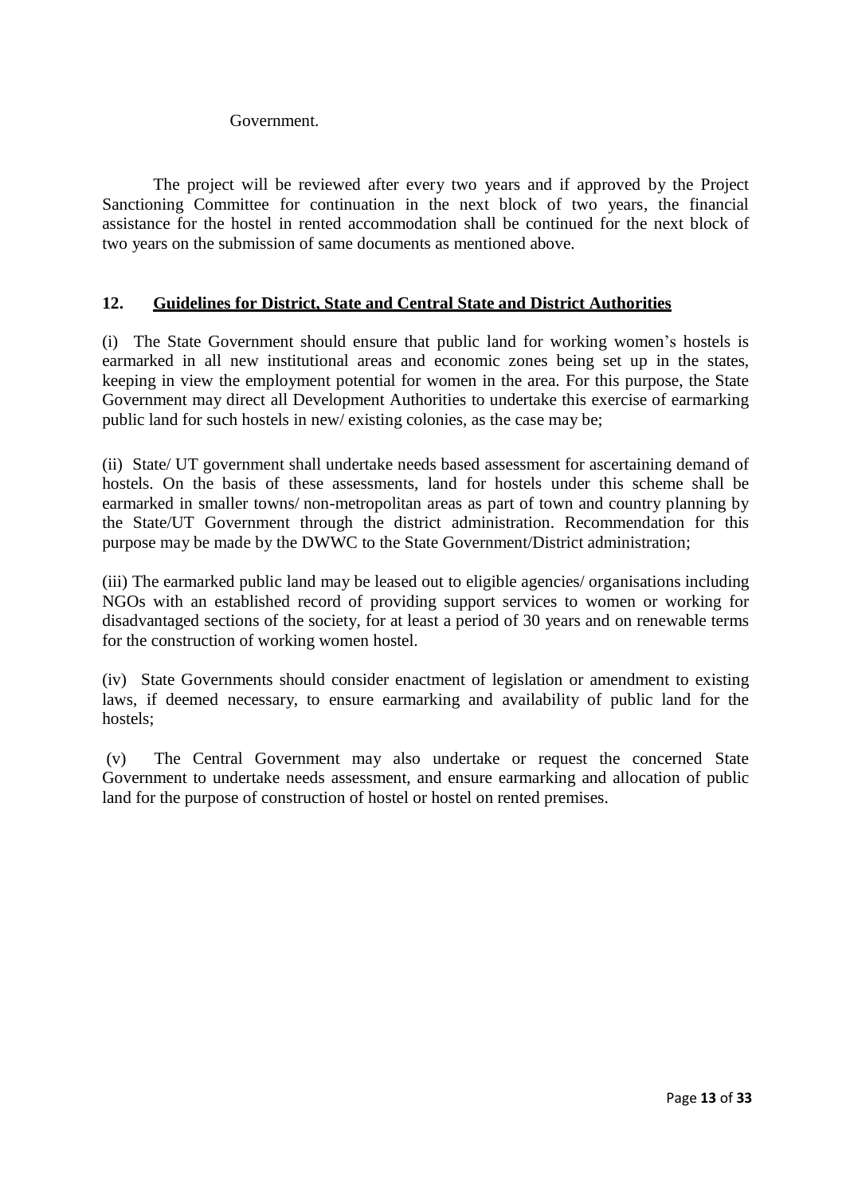Government.

The project will be reviewed after every two years and if approved by the Project Sanctioning Committee for continuation in the next block of two years, the financial assistance for the hostel in rented accommodation shall be continued for the next block of two years on the submission of same documents as mentioned above.

## 12. Guidelines for District, State and Central State and District Authorities

(i) The State Government should ensure that public land for working women's hostels is earmarked in all new institutional areas and economic zones being set up in the states, keeping in view the employment potential for women in the area. For this purpose, the State Government may direct all Development Authorities to undertake this exercise of earmarking public land for such hostels in new/ existing colonies, as the case may be;

(ii) State/ UT government shall undertake needs based assessment for ascertaining demand of hostels. On the basis of these assessments, land for hostels under this scheme shall be earmarked in smaller towns/ non-metropolitan areas as part of town and country planning by the State/UT Government through the district administration. Recommendation for this purpose may be made by the DWWC to the State Government/District administration;

(iii) The earmarked public land may be leased out to eligible agencies/ organisations including NGOs with an established record of providing support services to women or working for disadvantaged sections of the society, for at least a period of 30 years and on renewable terms for the construction of working women hostel.

(iv) State Governments should consider enactment of legislation or amendment to existing laws, if deemed necessary, to ensure earmarking and availability of public land for the hostels;

(v) The Central Government may also undertake or request the concerned State Government to undertake needs assessment, and ensure earmarking and allocation of public land for the purpose of construction of hostel or hostel on rented premises.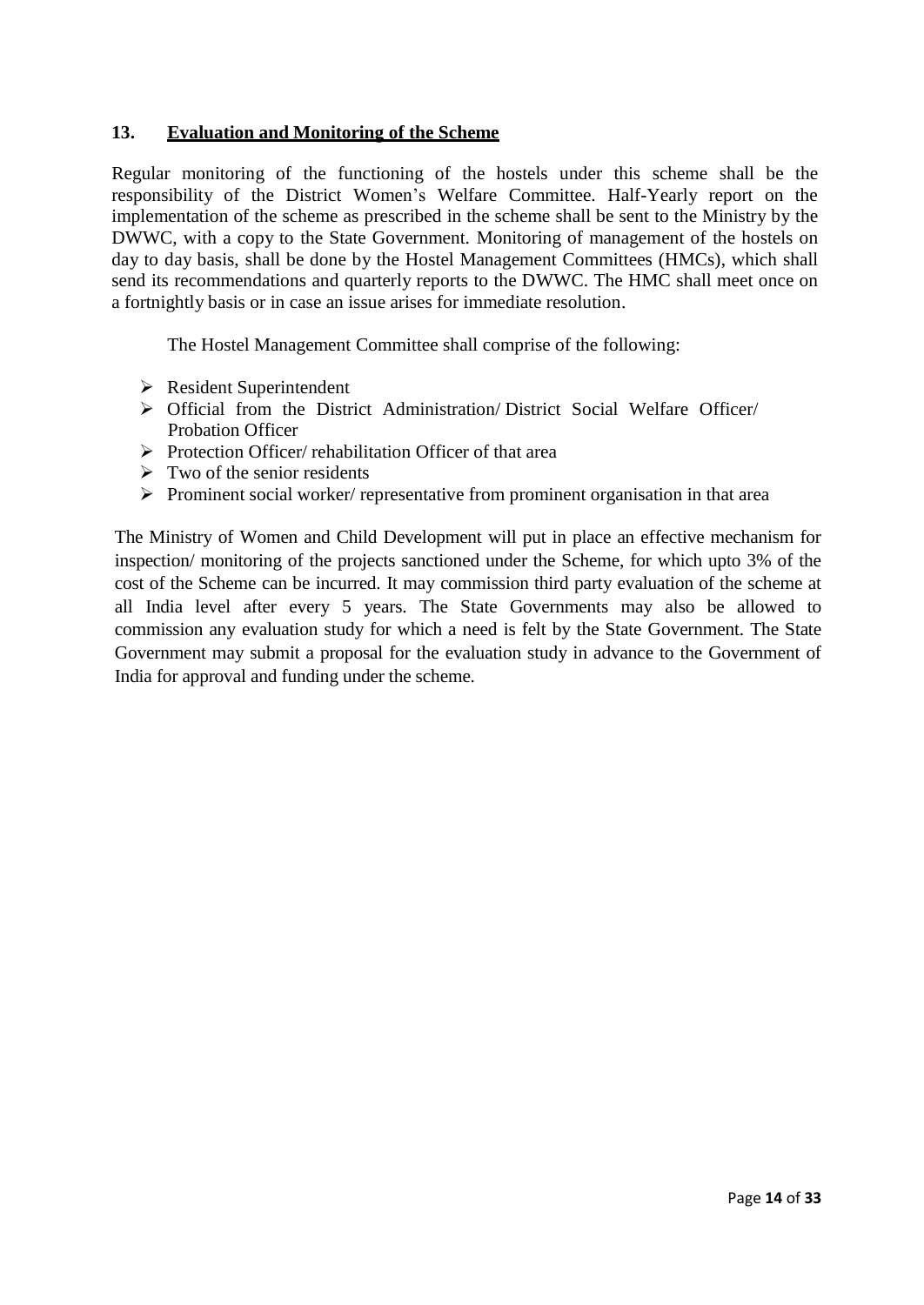## 13. Evaluation and Monitoring of the Scheme

Regular monitoring of the functioning of the hostels under this scheme shall be the responsibility of the District Women's Welfare Committee. Half-Yearly report on the implementation of the scheme as prescribed in the scheme shall be sent to the Ministry by the DWWC, with a copy to the State Government. Monitoring of management of the hostels on day to day basis, shall be done by the Hostel Management Committees (HMCs), which shall send its recommendations and quarterly reports to the DWWC. The HMC shall meet once on a fortnightly basis or in case an issue arises for immediate resolution.

The Hostel Management Committee shall comprise of the following:

- Resident Superintendent
- Official from the District Administration/ District Social Welfare Officer/ Probation Officer
- Protection Officer/ rehabilitation Officer of that area
- Two of the senior residents
- Prominent social worker/ representative from prominent organisation in that area

The Ministry of Women and Child Development will put in place an effective mechanism for inspection/ monitoring of the projects sanctioned under the Scheme, for which upto 3% of the cost of the Scheme can be incurred. It may commission third party evaluation of the scheme at all India level after every 5 years. The State Governments may also be allowed to commission any evaluation study for which a need is felt by the State Government. The State Government may submit a proposal for the evaluation study in advance to the Government of India for approval and funding under the scheme.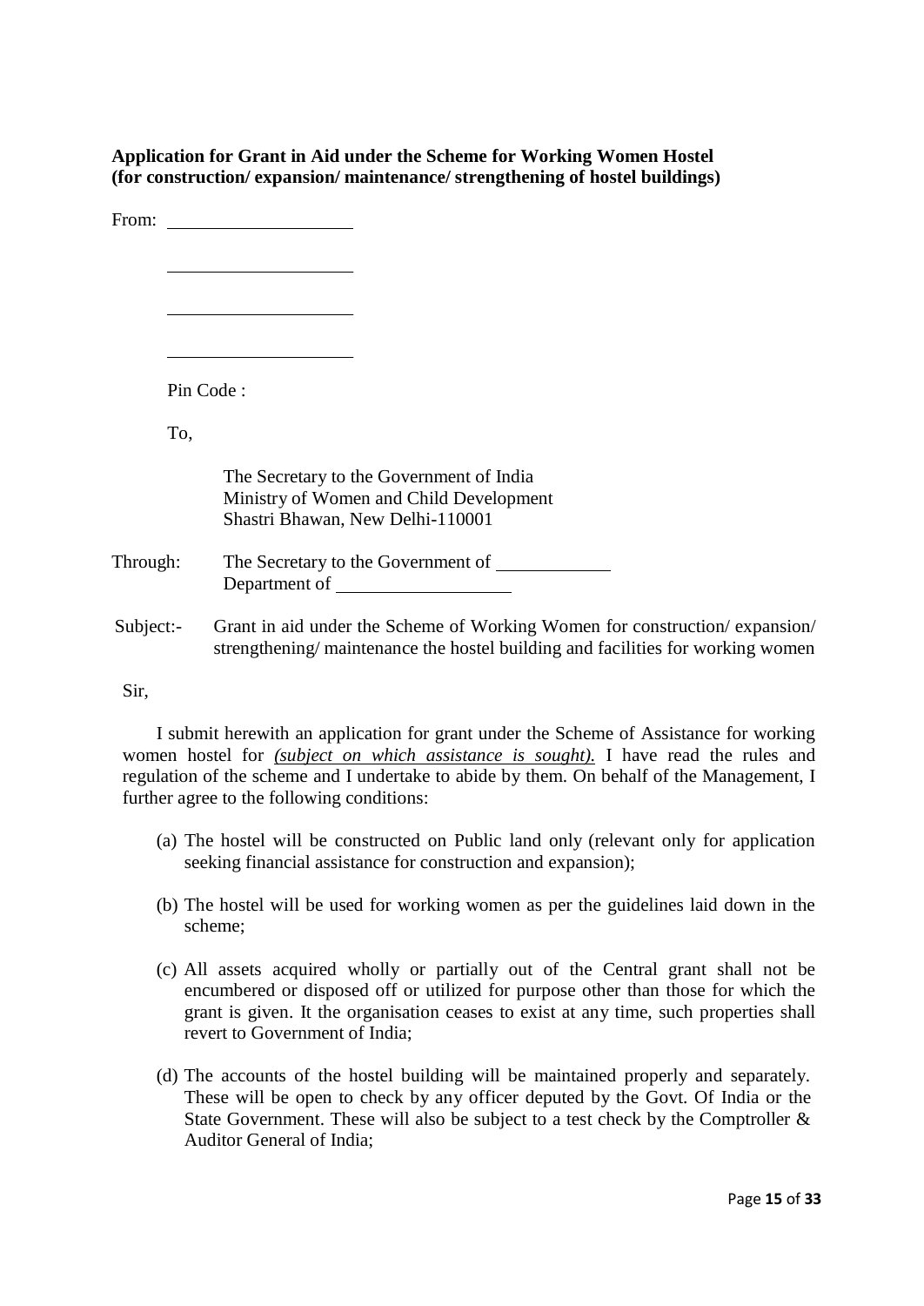**Application for Grant in Aid under the Scheme for Working Women Hostel (for construction/ expansion/ maintenance/ strengthening of hostel buildings)**

From: \_\_\_\_\_\_\_\_\_\_\_\_\_\_\_\_\_\_\_\_

\_\_\_\_\_\_\_\_\_\_\_\_\_\_\_\_\_\_\_\_

\_\_\_\_\_\_\_\_\_\_\_\_\_\_\_\_\_\_\_\_

\_\_\_\_\_\_\_\_\_\_\_\_\_\_\_\_\_\_\_\_

Pin Code :

To,

The Secretary to the Government of India
Ministry of Women and Child Development
Shastri Bhawan, New Delhi-110001

Through: The Secretary to the Government of \_\_\_\_\_\_\_\_\_\_\_\_
Department of \_\_\_\_\_\_\_\_\_\_\_\_\_\_\_\_\_\_\_

Subject:- Grant in aid under the Scheme of Working Women for construction/ expansion/ strengthening/ maintenance the hostel building and facilities for working women

Sir,

I submit herewith an application for grant under the Scheme of Assistance for working women hostel for *(subject on which assistance is sought).* I have read the rules and regulation of the scheme and I undertake to abide by them. On behalf of the Management, I further agree to the following conditions:

(a) The hostel will be constructed on Public land only (relevant only for application seeking financial assistance for construction and expansion);

(b) The hostel will be used for working women as per the guidelines laid down in the scheme;

(c) All assets acquired wholly or partially out of the Central grant shall not be encumbered or disposed off or utilized for purpose other than those for which the grant is given. It the organisation ceases to exist at any time, such properties shall revert to Government of India;

(d) The accounts of the hostel building will be maintained properly and separately. These will be open to check by any officer deputed by the Govt. Of India or the State Government. These will also be subject to a test check by the Comptroller & Auditor General of India;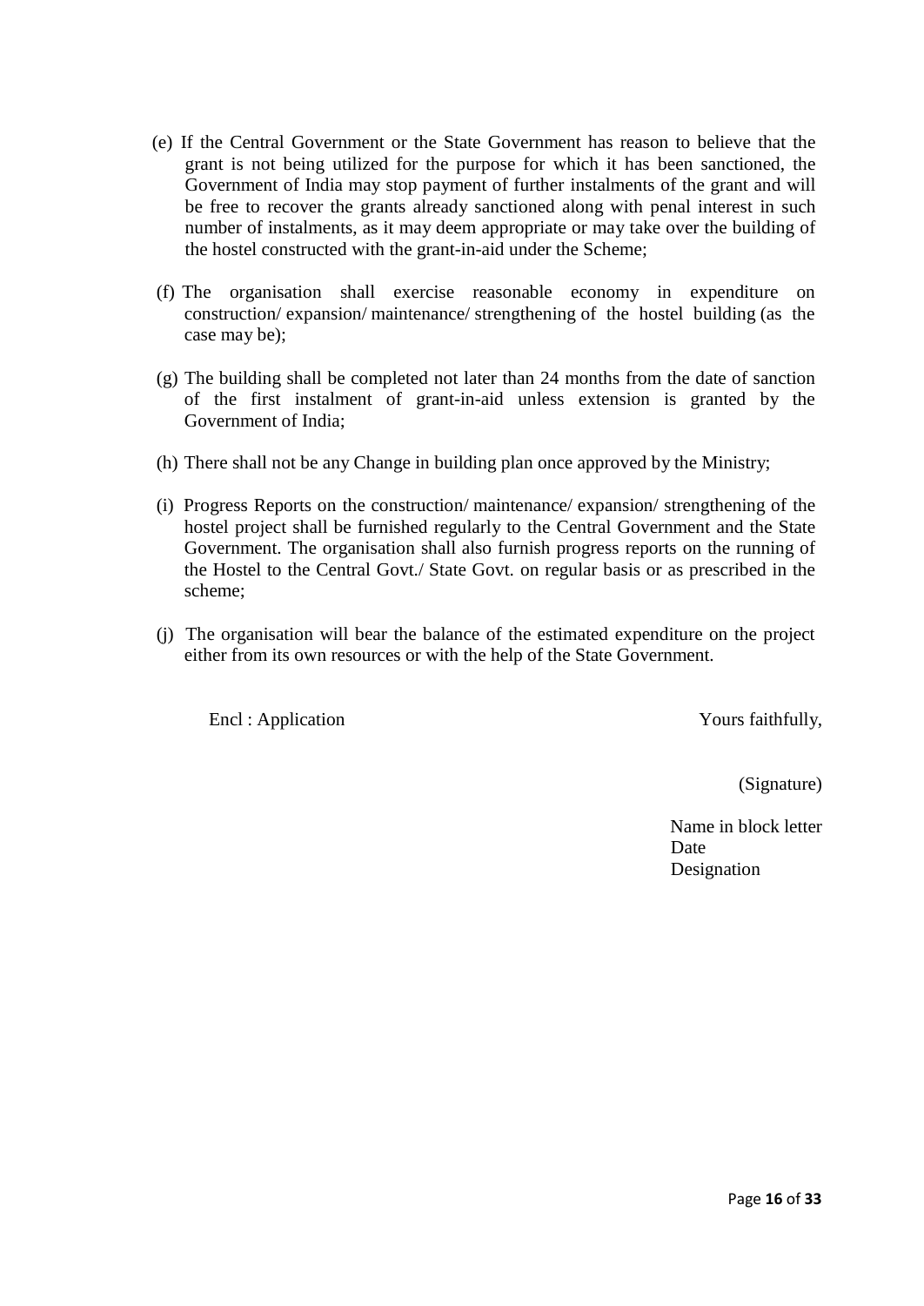(e) If the Central Government or the State Government has reason to believe that the grant is not being utilized for the purpose for which it has been sanctioned, the Government of India may stop payment of further instalments of the grant and will be free to recover the grants already sanctioned along with penal interest in such number of instalments, as it may deem appropriate or may take over the building of the hostel constructed with the grant-in-aid under the Scheme;

(f) The organisation shall exercise reasonable economy in expenditure on construction/ expansion/ maintenance/ strengthening of the hostel building (as the case may be);

(g) The building shall be completed not later than 24 months from the date of sanction of the first instalment of grant-in-aid unless extension is granted by the Government of India;

(h) There shall not be any Change in building plan once approved by the Ministry;

(i) Progress Reports on the construction/ maintenance/ expansion/ strengthening of the hostel project shall be furnished regularly to the Central Government and the State Government. The organisation shall also furnish progress reports on the running of the Hostel to the Central Govt./ State Govt. on regular basis or as prescribed in the scheme;

(j) The organisation will bear the balance of the estimated expenditure on the project either from its own resources or with the help of the State Government.

Encl : Application

Yours faithfully,

(Signature)

Name in block letter
Date
Designation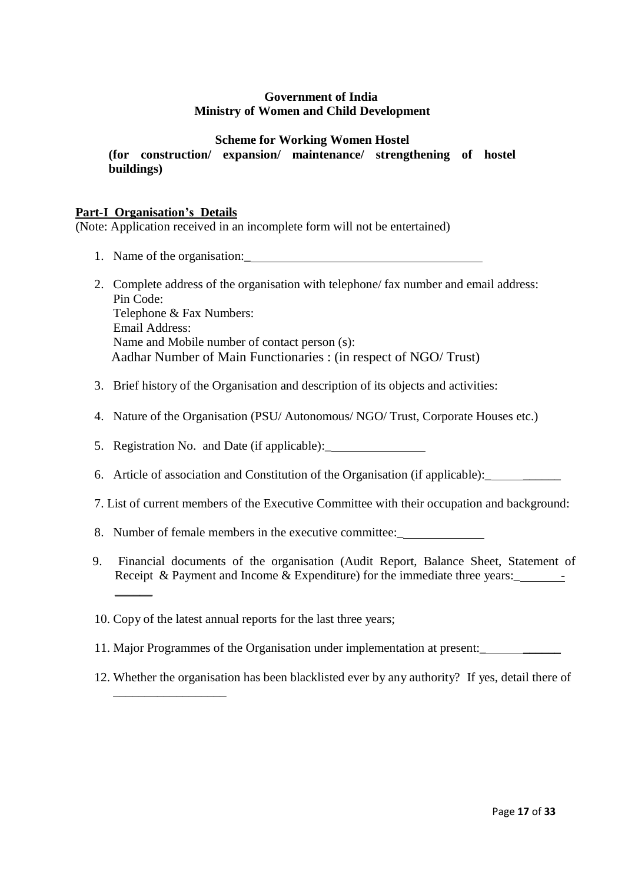**Government of India**
**Ministry of Women and Child Development**

**Scheme for Working Women Hostel**
**(for construction/ expansion/ maintenance/ strengthening of hostel buildings)**

**Part-I Organisation's Details**
(Note: Application received in an incomplete form will not be entertained)

1. Name of the organisation:_______________________________________

2. Complete address of the organisation with telephone/ fax number and email address:
   Pin Code:
   Telephone & Fax Numbers:
   Email Address:
   Name and Mobile number of contact person (s):
   Aadhar Number of Main Functionaries : (in respect of NGO/ Trust)

3. Brief history of the Organisation and description of its objects and activities:

4. Nature of the Organisation (PSU/ Autonomous/ NGO/ Trust, Corporate Houses etc.)

5. Registration No. and Date (if applicable):________________

6. Article of association and Constitution of the Organisation (if applicable):____________

7. List of current members of the Executive Committee with their occupation and background:

8. Number of female members in the executive committee:______________

9. Financial documents of the organisation (Audit Report, Balance Sheet, Statement of Receipt & Payment and Income & Expenditure) for the immediate three years:________-______

10. Copy of the latest annual reports for the last three years;

11. Major Programmes of the Organisation under implementation at present:_____________

12. Whether the organisation has been blacklisted ever by any authority? If yes, detail there of __________________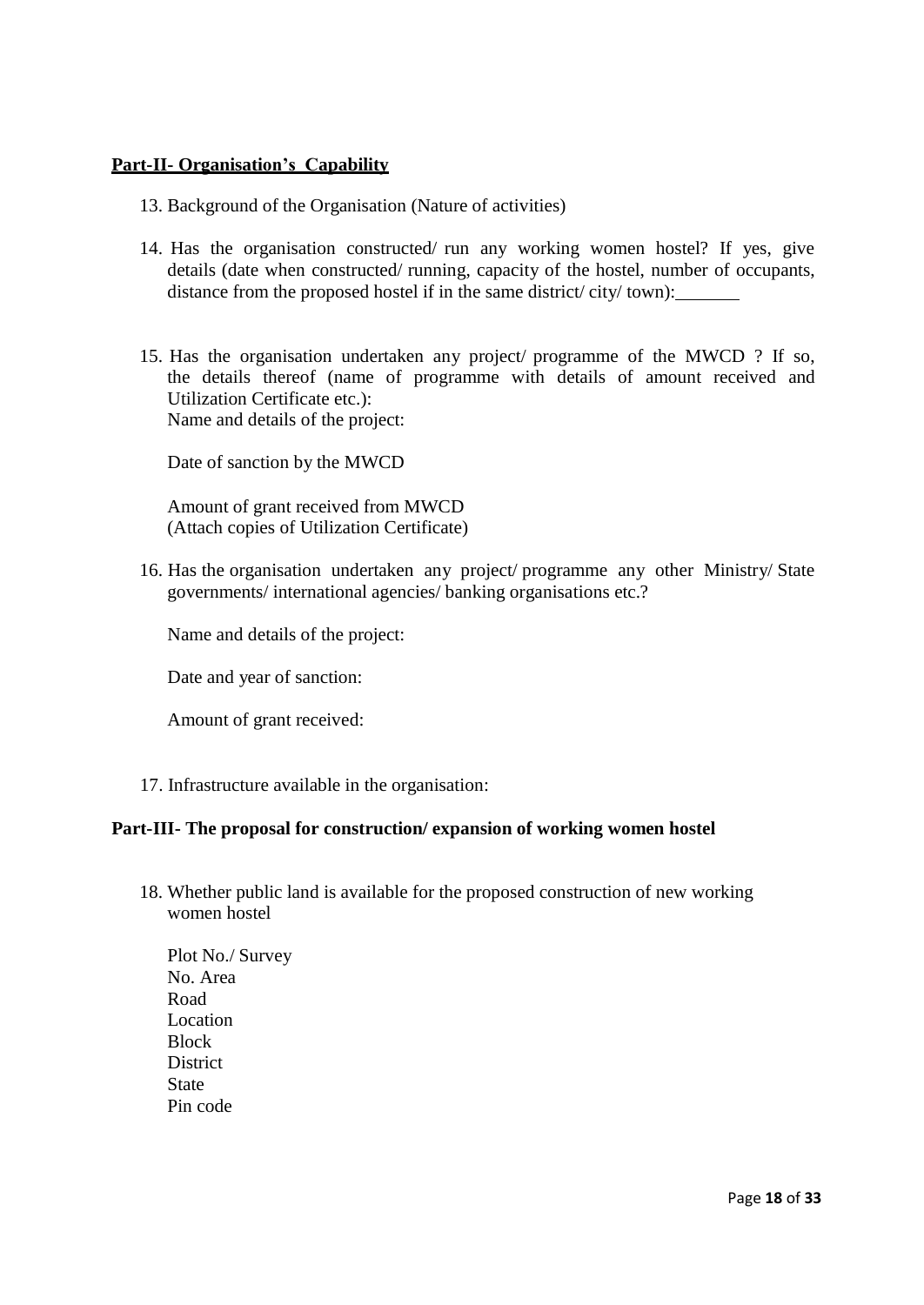## **Part-II- Organisation's Capability**

13. Background of the Organisation (Nature of activities)

14. Has the organisation constructed/ run any working women hostel? If yes, give details (date when constructed/ running, capacity of the hostel, number of occupants, distance from the proposed hostel if in the same district/ city/ town):_______

15. Has the organisation undertaken any project/ programme of the MWCD ? If so, the details thereof (name of programme with details of amount received and Utilization Certificate etc.):
    Name and details of the project:

    Date of sanction by the MWCD

    Amount of grant received from MWCD
    (Attach copies of Utilization Certificate)

16. Has the organisation undertaken any project/ programme any other Ministry/ State governments/ international agencies/ banking organisations etc.?

    Name and details of the project:

    Date and year of sanction:

    Amount of grant received:

17. Infrastructure available in the organisation:

## **Part-III- The proposal for construction/ expansion of working women hostel**

18. Whether public land is available for the proposed construction of new working women hostel

    Plot No./ Survey
    No. Area
    Road
    Location
    Block
    District
    State
    Pin code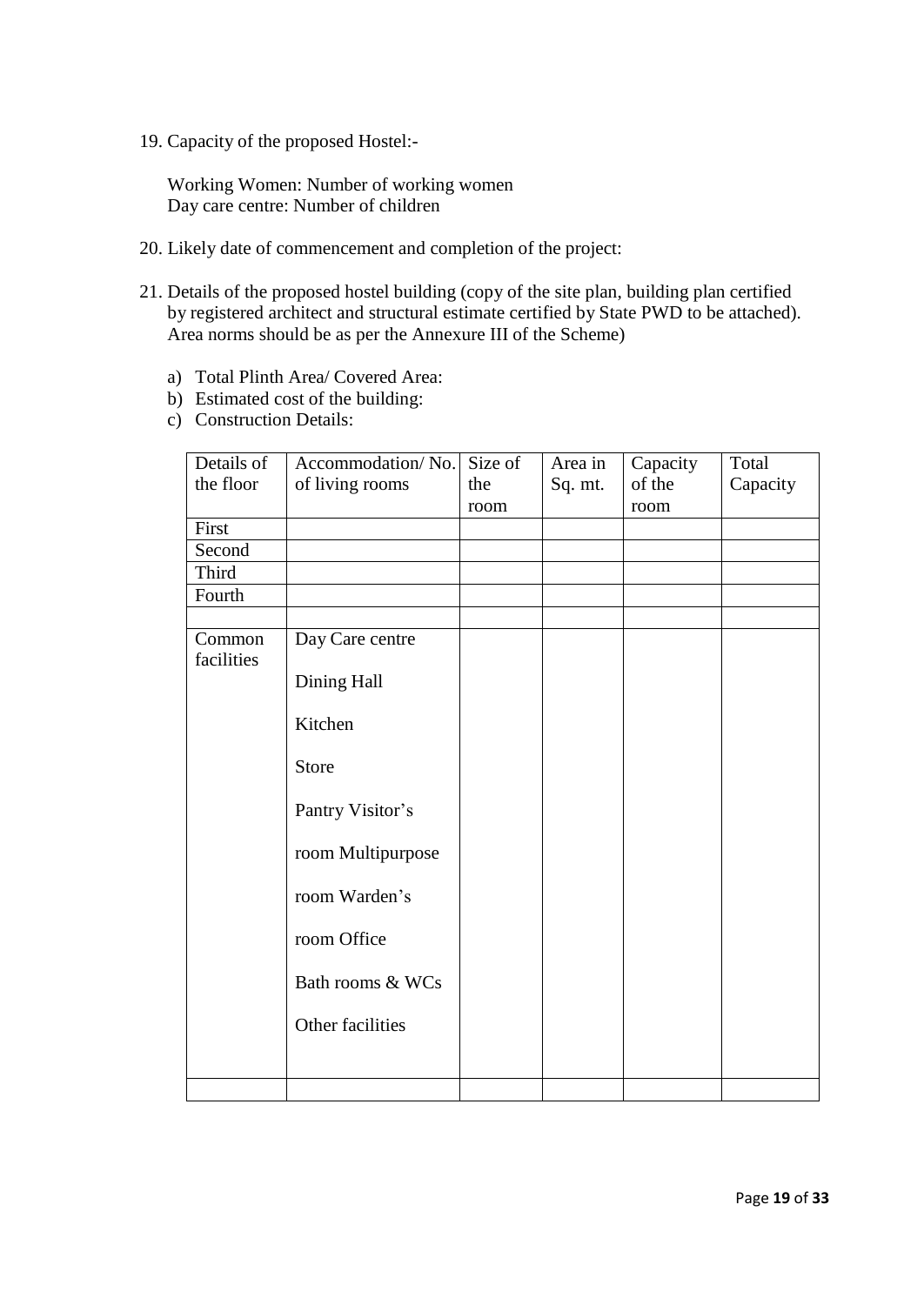19. Capacity of the proposed Hostel:-

    Working Women: Number of working women
    Day care centre: Number of children

20. Likely date of commencement and completion of the project:

21. Details of the proposed hostel building (copy of the site plan, building plan certified by registered architect and structural estimate certified by State PWD to be attached). Area norms should be as per the Annexure III of the Scheme)

    a) Total Plinth Area/ Covered Area:
    b) Estimated cost of the building:
    c) Construction Details:

| Details of the floor | Accommodation/ No. of living rooms | Size of the room | Area in Sq. mt. | Capacity of the room | Total Capacity |
|---|---|---|---|---|---|
| First | | | | | |
| Second | | | | | |
| Third | | | | | |
| Fourth | | | | | |
| | | | | | |
| Common facilities | Day Care centre<br><br>Dining Hall<br><br>Kitchen<br><br>Store<br><br>Pantry Visitor's<br><br>room Multipurpose<br><br>room Warden's<br><br>room Office<br><br>Bath rooms & WCs<br><br>Other facilities | | | | |
| | | | | | |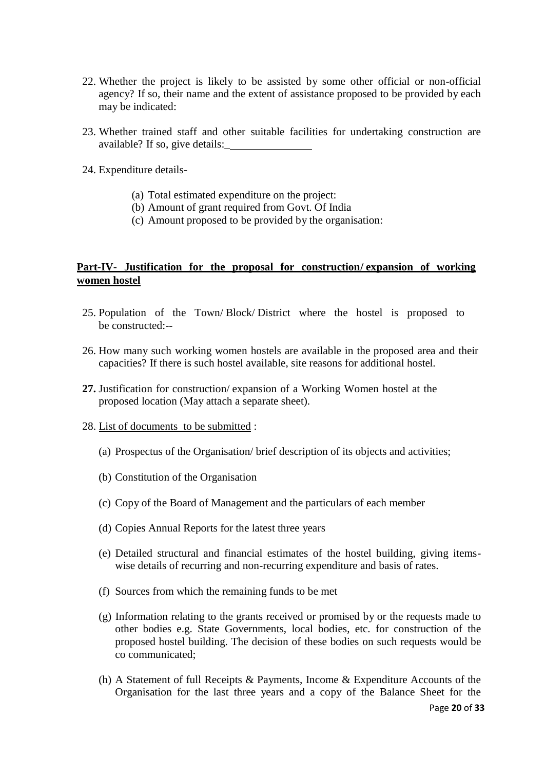22. Whether the project is likely to be assisted by some other official or non-official agency? If so, their name and the extent of assistance proposed to be provided by each may be indicated:

23. Whether trained staff and other suitable facilities for undertaking construction are available? If so, give details:________________

24. Expenditure details-

    (a) Total estimated expenditure on the project:
    (b) Amount of grant required from Govt. Of India
    (c) Amount proposed to be provided by the organisation:

## <u>Part-IV- Justification for the proposal for construction/ expansion of working women hostel</u>

25. Population of the Town/ Block/ District where the hostel is proposed to be constructed:--

26. How many such working women hostels are available in the proposed area and their capacities? If there is such hostel available, site reasons for additional hostel.

**27.** Justification for construction/ expansion of a Working Women hostel at the proposed location (May attach a separate sheet).

28. <u>List of documents to be submitted</u> :

    (a) Prospectus of the Organisation/ brief description of its objects and activities;

    (b) Constitution of the Organisation

    (c) Copy of the Board of Management and the particulars of each member

    (d) Copies Annual Reports for the latest three years

    (e) Detailed structural and financial estimates of the hostel building, giving items-wise details of recurring and non-recurring expenditure and basis of rates.

    (f) Sources from which the remaining funds to be met

    (g) Information relating to the grants received or promised by or the requests made to other bodies e.g. State Governments, local bodies, etc. for construction of the proposed hostel building. The decision of these bodies on such requests would be co communicated;

    (h) A Statement of full Receipts & Payments, Income & Expenditure Accounts of the Organisation for the last three years and a copy of the Balance Sheet for the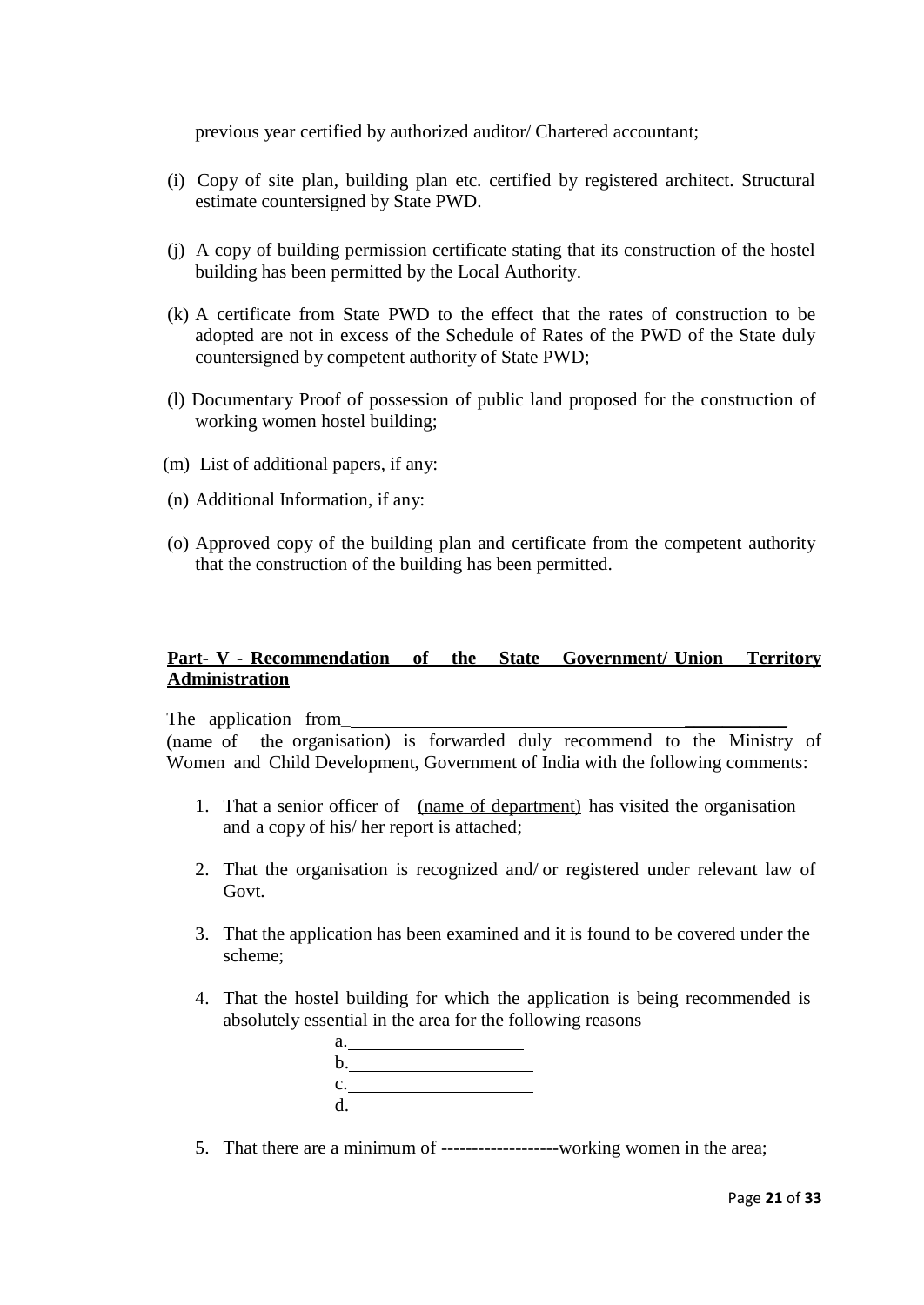previous year certified by authorized auditor/ Chartered accountant;

(i) Copy of site plan, building plan etc. certified by registered architect. Structural estimate countersigned by State PWD.

(j) A copy of building permission certificate stating that its construction of the hostel building has been permitted by the Local Authority.

(k) A certificate from State PWD to the effect that the rates of construction to be adopted are not in excess of the Schedule of Rates of the PWD of the State duly countersigned by competent authority of State PWD;

(l) Documentary Proof of possession of public land proposed for the construction of working women hostel building;

(m) List of additional papers, if any:

(n) Additional Information, if any:

(o) Approved copy of the building plan and certificate from the competent authority that the construction of the building has been permitted.

**Part- V - Recommendation of the State Government/ Union Territory Administration**

The application from_______________________________________________ (name of the organisation) is forwarded duly recommend to the Ministry of Women and Child Development, Government of India with the following comments:

1. That a senior officer of (name of department) has visited the organisation and a copy of his/ her report is attached;

2. That the organisation is recognized and/ or registered under relevant law of Govt.

3. That the application has been examined and it is found to be covered under the scheme;

4. That the hostel building for which the application is being recommended is absolutely essential in the area for the following reasons

   a.____________________
   b.____________________
   c.____________________
   d.____________________

5. That there are a minimum of -------------------working women in the area;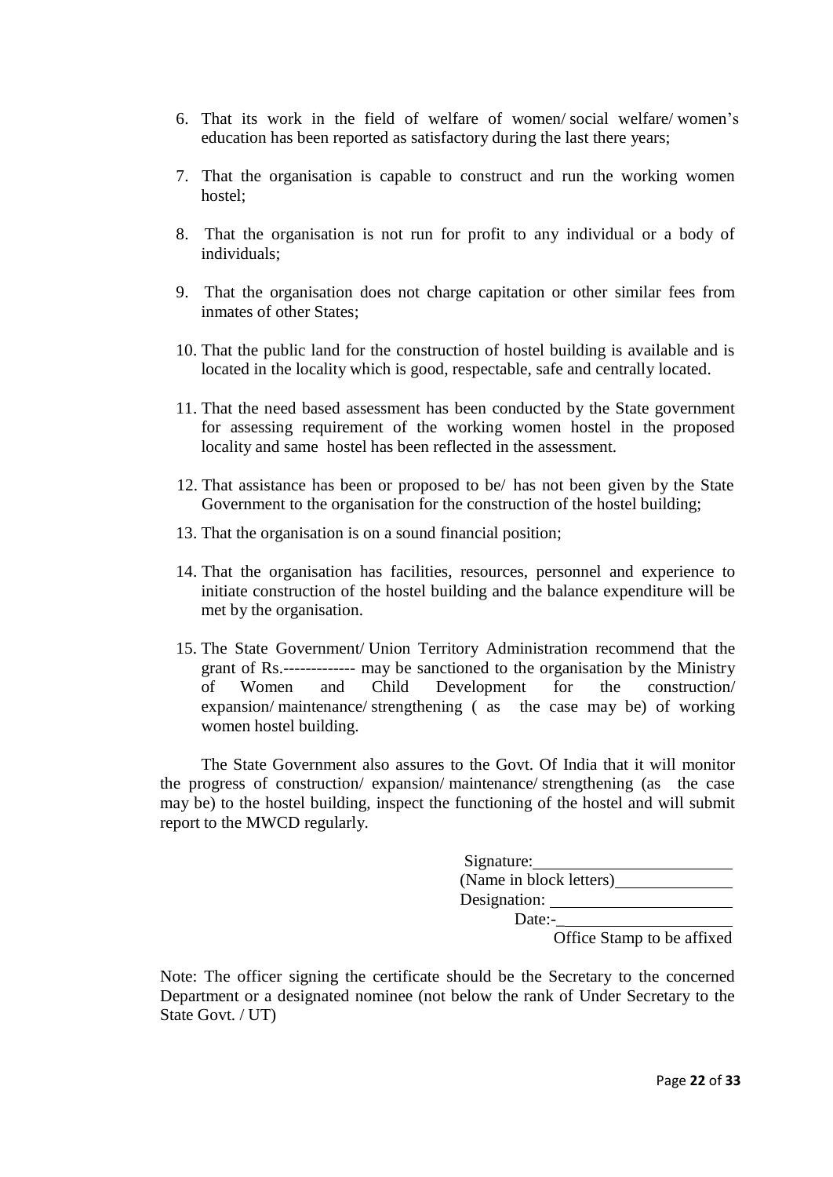6. That its work in the field of welfare of women/ social welfare/ women's education has been reported as satisfactory during the last there years;

7. That the organisation is capable to construct and run the working women hostel;

8. That the organisation is not run for profit to any individual or a body of individuals;

9. That the organisation does not charge capitation or other similar fees from inmates of other States;

10. That the public land for the construction of hostel building is available and is located in the locality which is good, respectable, safe and centrally located.

11. That the need based assessment has been conducted by the State government for assessing requirement of the working women hostel in the proposed locality and same hostel has been reflected in the assessment.

12. That assistance has been or proposed to be/ has not been given by the State Government to the organisation for the construction of the hostel building;

13. That the organisation is on a sound financial position;

14. That the organisation has facilities, resources, personnel and experience to initiate construction of the hostel building and the balance expenditure will be met by the organisation.

15. The State Government/ Union Territory Administration recommend that the grant of Rs.------------- may be sanctioned to the organisation by the Ministry of Women and Child Development for the construction/ expansion/ maintenance/ strengthening ( as the case may be) of working women hostel building.

The State Government also assures to the Govt. Of India that it will monitor the progress of construction/ expansion/ maintenance/ strengthening (as the case may be) to the hostel building, inspect the functioning of the hostel and will submit report to the MWCD regularly.

Signature:________________________
(Name in block letters)______________
Designation: ______________________
Date:-____________________
Office Stamp to be affixed

Note: The officer signing the certificate should be the Secretary to the concerned Department or a designated nominee (not below the rank of Under Secretary to the State Govt. / UT)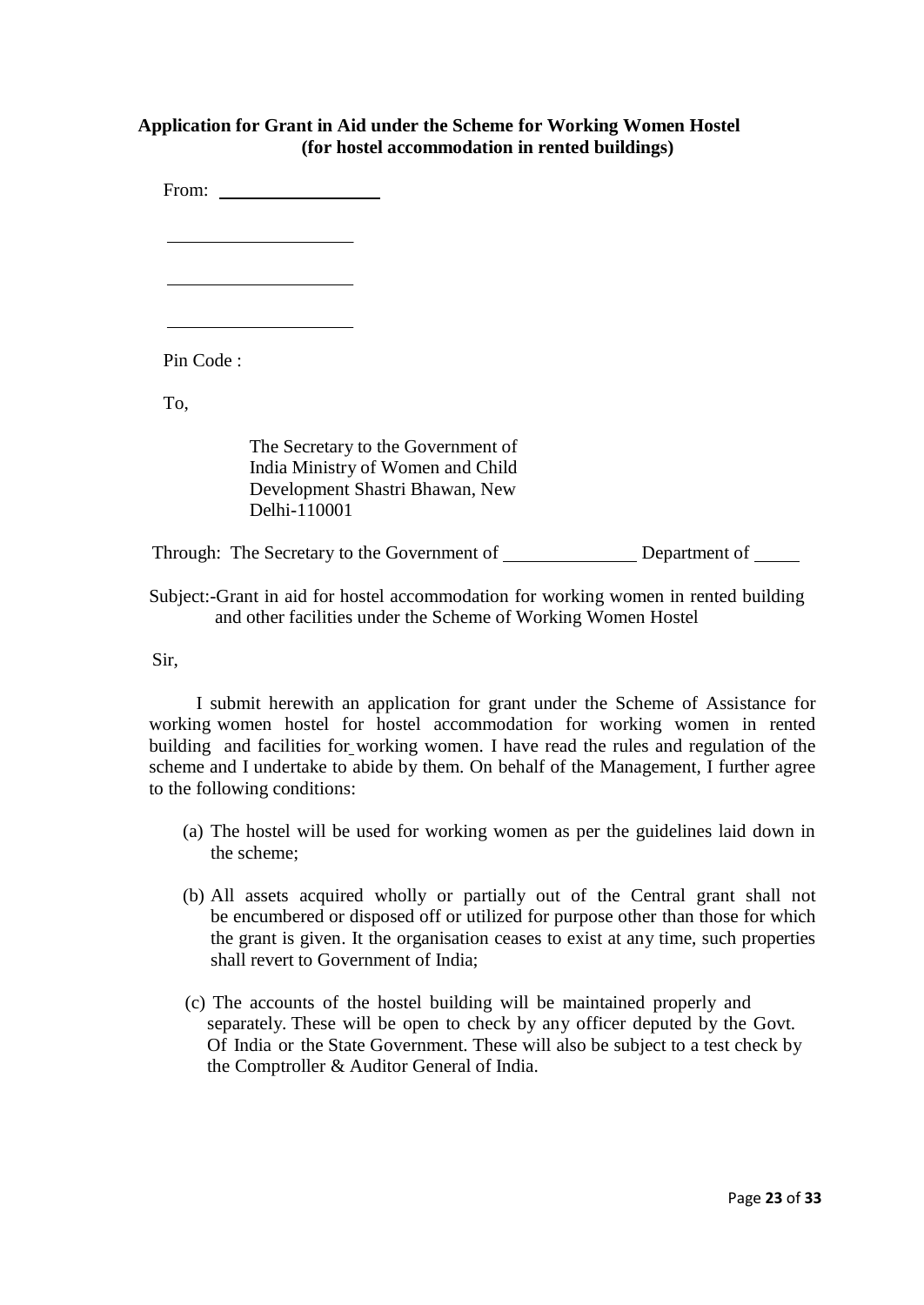**Application for Grant in Aid under the Scheme for Working Women Hostel (for hostel accommodation in rented buildings)**

From: ____________________

____________________

____________________

____________________

Pin Code :

To,

The Secretary to the Government of India Ministry of Women and Child Development Shastri Bhawan, New Delhi-110001

Through: The Secretary to the Government of ______________ Department of _____

Subject:-Grant in aid for hostel accommodation for working women in rented building and other facilities under the Scheme of Working Women Hostel

Sir,

I submit herewith an application for grant under the Scheme of Assistance for working women hostel for hostel accommodation for working women in rented building and facilities for working women. I have read the rules and regulation of the scheme and I undertake to abide by them. On behalf of the Management, I further agree to the following conditions:

(a) The hostel will be used for working women as per the guidelines laid down in the scheme;

(b) All assets acquired wholly or partially out of the Central grant shall not be encumbered or disposed off or utilized for purpose other than those for which the grant is given. It the organisation ceases to exist at any time, such properties shall revert to Government of India;

(c) The accounts of the hostel building will be maintained properly and separately. These will be open to check by any officer deputed by the Govt. Of India or the State Government. These will also be subject to a test check by the Comptroller & Auditor General of India.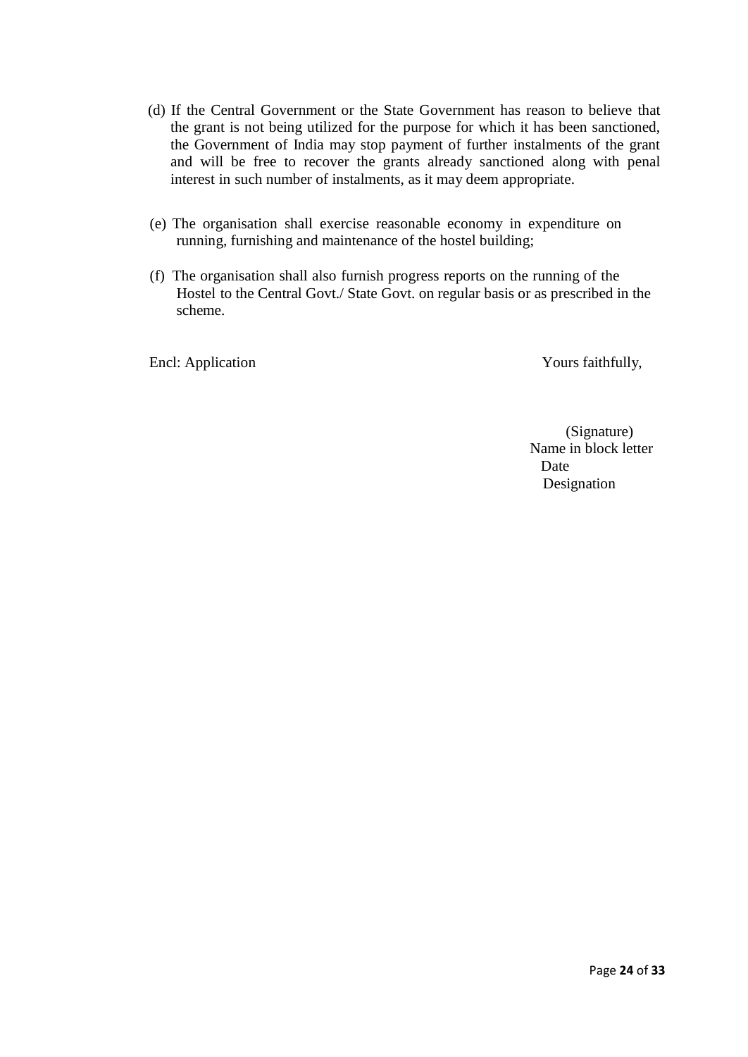(d) If the Central Government or the State Government has reason to believe that the grant is not being utilized for the purpose for which it has been sanctioned, the Government of India may stop payment of further instalments of the grant and will be free to recover the grants already sanctioned along with penal interest in such number of instalments, as it may deem appropriate.

(e) The organisation shall exercise reasonable economy in expenditure on running, furnishing and maintenance of the hostel building;

(f) The organisation shall also furnish progress reports on the running of the Hostel to the Central Govt./ State Govt. on regular basis or as prescribed in the scheme.

Encl: Application

Yours faithfully,

(Signature)
Name in block letter
Date
Designation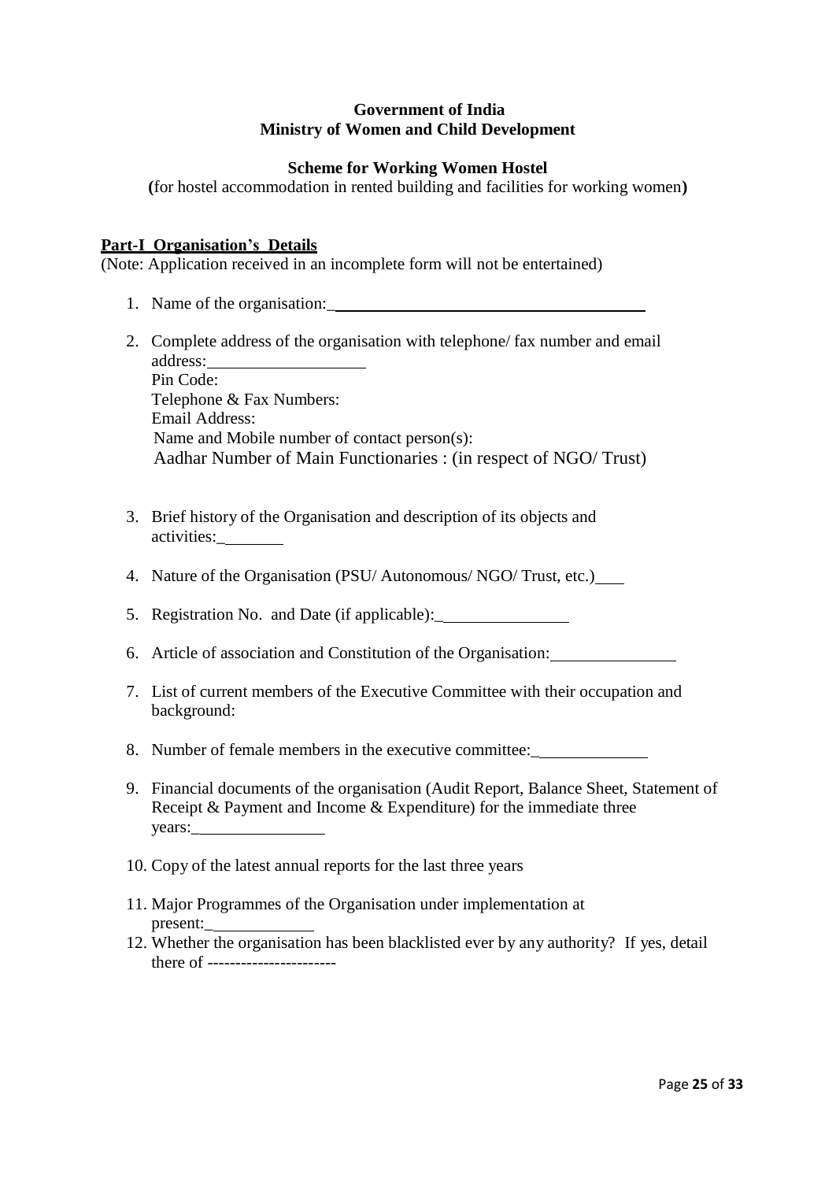**Government of India**
**Ministry of Women and Child Development**

**Scheme for Working Women Hostel**
**(**for hostel accommodation in rented building and facilities for working women**)**

## Part-I Organisation's Details

(Note: Application received in an incomplete form will not be entertained)

1. Name of the organisation:\_\_\_\_\_\_\_\_\_\_\_\_\_\_\_\_\_\_\_\_\_\_\_\_\_\_\_\_\_\_\_\_\_\_\_\_\_\_
2. Complete address of the organisation with telephone/ fax number and email address:\_\_\_\_\_\_\_\_\_\_\_\_\_\_\_\_\_\_\_
   Pin Code:
   Telephone & Fax Numbers:
   Email Address:
   Name and Mobile number of contact person(s):
   Aadhar Number of Main Functionaries : (in respect of NGO/ Trust)
3. Brief history of the Organisation and description of its objects and activities:\_\_\_\_\_\_\_\_
4. Nature of the Organisation (PSU/ Autonomous/ NGO/ Trust, etc.)\_\_\_\_
5. Registration No. and Date (if applicable):\_\_\_\_\_\_\_\_\_\_\_\_\_\_\_\_
6. Article of association and Constitution of the Organisation:\_\_\_\_\_\_\_\_\_\_\_\_\_\_\_
7. List of current members of the Executive Committee with their occupation and background:
8. Number of female members in the executive committee:\_\_\_\_\_\_\_\_\_\_\_\_\_\_
9. Financial documents of the organisation (Audit Report, Balance Sheet, Statement of Receipt & Payment and Income & Expenditure) for the immediate three years:\_\_\_\_\_\_\_\_\_\_\_\_\_\_\_\_
10. Copy of the latest annual reports for the last three years
11. Major Programmes of the Organisation under implementation at present:\_\_\_\_\_\_\_\_\_\_\_\_\_
12. Whether the organisation has been blacklisted ever by any authority? If yes, detail there of -----------------------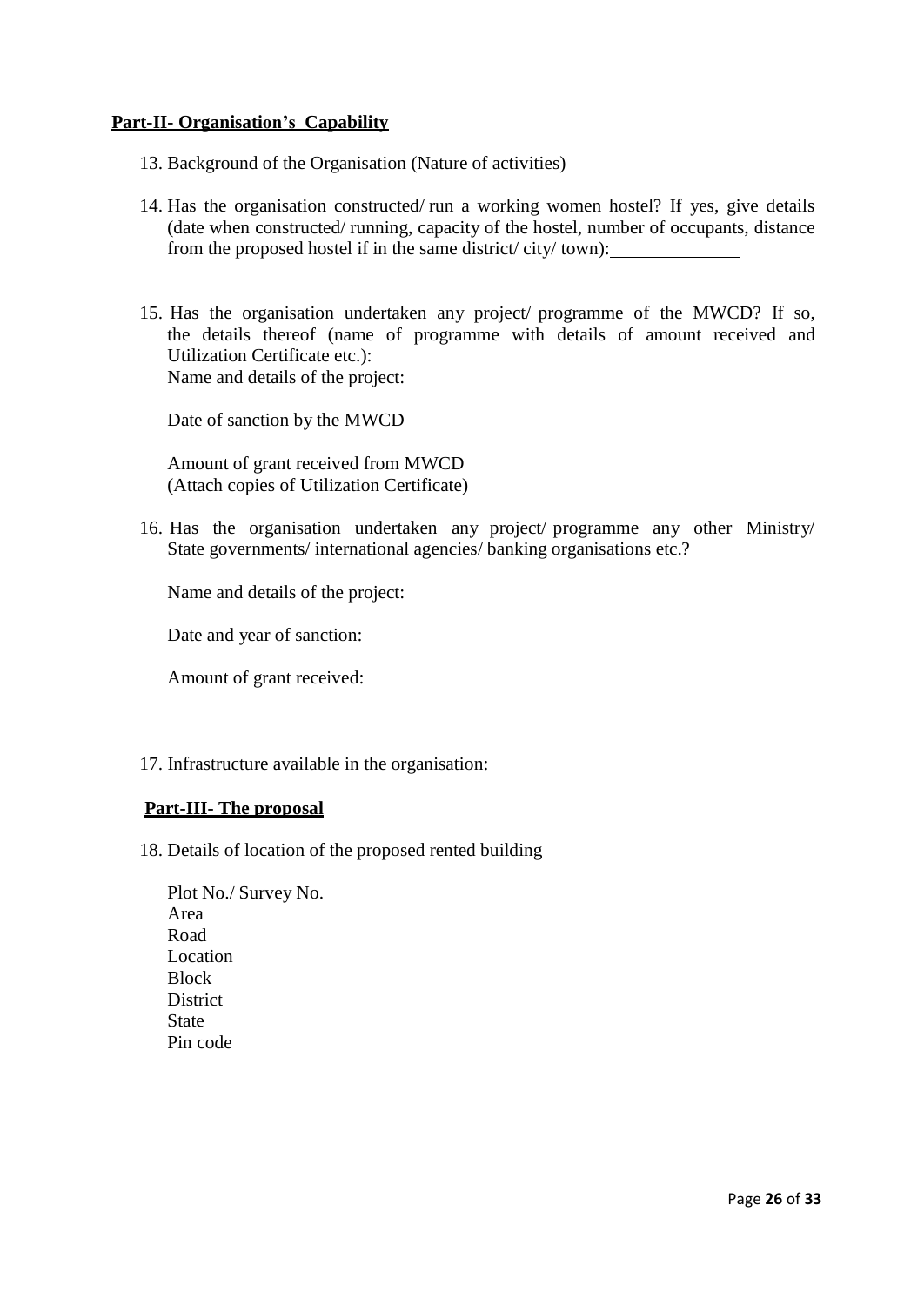**Part-II- Organisation's Capability**

13. Background of the Organisation (Nature of activities)

14. Has the organisation constructed/ run a working women hostel? If yes, give details (date when constructed/ running, capacity of the hostel, number of occupants, distance from the proposed hostel if in the same district/ city/ town):______________

15. Has the organisation undertaken any project/ programme of the MWCD? If so, the details thereof (name of programme with details of amount received and Utilization Certificate etc.):
    Name and details of the project:

    Date of sanction by the MWCD

    Amount of grant received from MWCD
    (Attach copies of Utilization Certificate)

16. Has the organisation undertaken any project/ programme any other Ministry/ State governments/ international agencies/ banking organisations etc.?

    Name and details of the project:

    Date and year of sanction:

    Amount of grant received:

17. Infrastructure available in the organisation:

**Part-III- The proposal**

18. Details of location of the proposed rented building

    Plot No./ Survey No.
    Area
    Road
    Location
    Block
    District
    State
    Pin code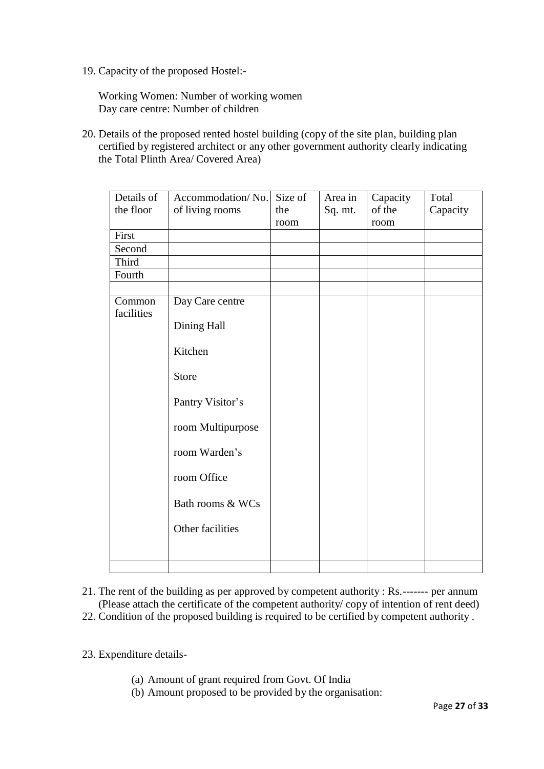19. Capacity of the proposed Hostel:-

    Working Women: Number of working women
    Day care centre: Number of children

20. Details of the proposed rented hostel building (copy of the site plan, building plan certified by registered architect or any other government authority clearly indicating the Total Plinth Area/ Covered Area)

| Details of the floor | Accommodation/ No. of living rooms | Size of the room | Area in Sq. mt. | Capacity of the room | Total Capacity |
|---|---|---|---|---|---|
| First | | | | | |
| Second | | | | | |
| Third | | | | | |
| Fourth | | | | | |
| | | | | | |
| Common facilities | Day Care centre<br><br>Dining Hall<br><br>Kitchen<br><br>Store<br><br>Pantry Visitor's<br><br>room Multipurpose<br><br>room Warden's<br><br>room Office<br><br>Bath rooms & WCs<br><br>Other facilities | | | | |
| | | | | | |

21. The rent of the building as per approved by competent authority : Rs.------- per annum (Please attach the certificate of the competent authority/ copy of intention of rent deed)
22. Condition of the proposed building is required to be certified by competent authority .

23. Expenditure details-

    (a) Amount of grant required from Govt. Of India
    (b) Amount proposed to be provided by the organisation: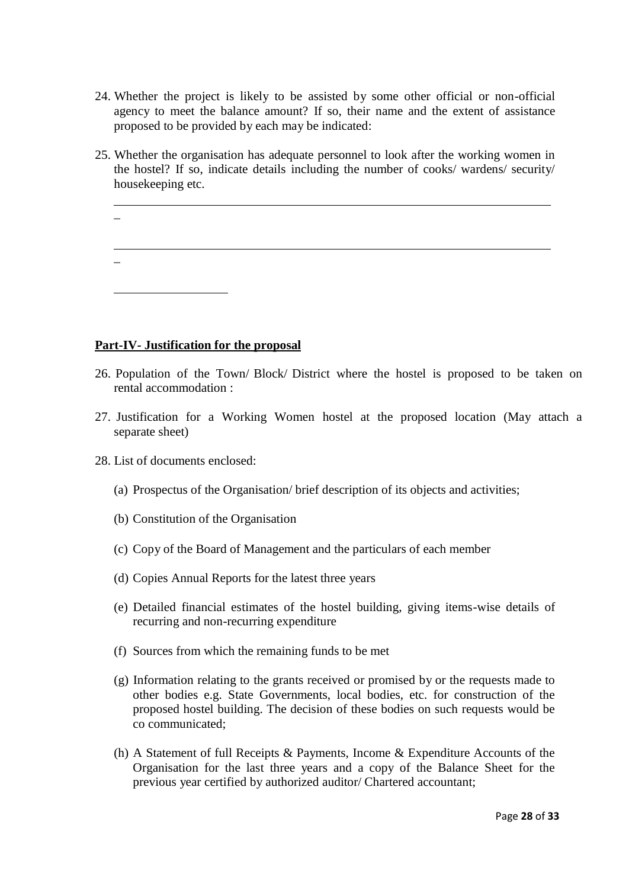24. Whether the project is likely to be assisted by some other official or non-official agency to meet the balance amount? If so, their name and the extent of assistance proposed to be provided by each may be indicated:

25. Whether the organisation has adequate personnel to look after the working women in the hostel? If so, indicate details including the number of cooks/ wardens/ security/ housekeeping etc.

_____________________________________________________________________________

_____________________________________________________________________________

____________________

**Part-IV- Justification for the proposal**

26. Population of the Town/ Block/ District where the hostel is proposed to be taken on rental accommodation :

27. Justification for a Working Women hostel at the proposed location (May attach a separate sheet)

28. List of documents enclosed:

    (a) Prospectus of the Organisation/ brief description of its objects and activities;

    (b) Constitution of the Organisation

    (c) Copy of the Board of Management and the particulars of each member

    (d) Copies Annual Reports for the latest three years

    (e) Detailed financial estimates of the hostel building, giving items-wise details of recurring and non-recurring expenditure

    (f) Sources from which the remaining funds to be met

    (g) Information relating to the grants received or promised by or the requests made to other bodies e.g. State Governments, local bodies, etc. for construction of the proposed hostel building. The decision of these bodies on such requests would be co communicated;

    (h) A Statement of full Receipts & Payments, Income & Expenditure Accounts of the Organisation for the last three years and a copy of the Balance Sheet for the previous year certified by authorized auditor/ Chartered accountant;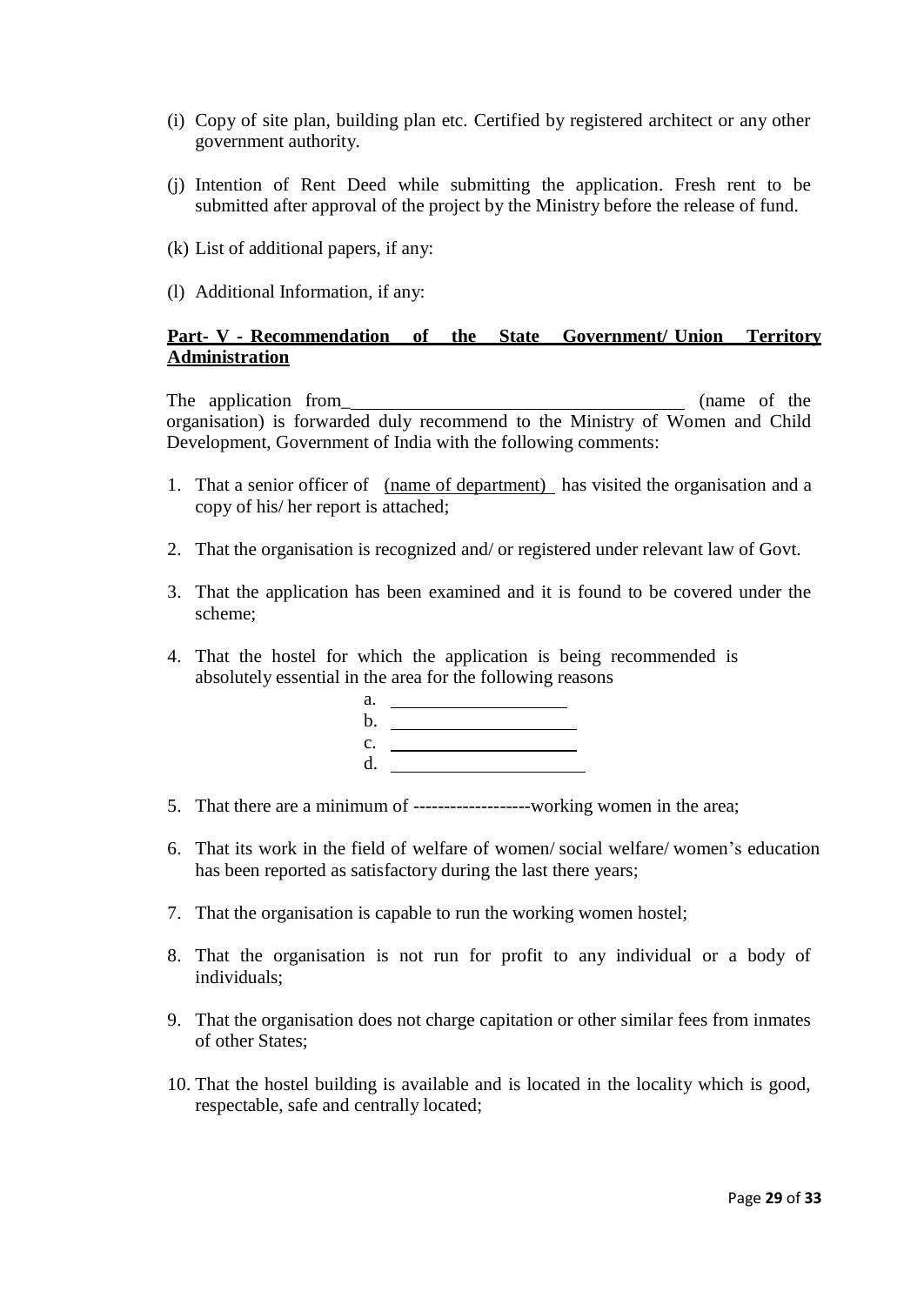(i) Copy of site plan, building plan etc. Certified by registered architect or any other government authority.

(j) Intention of Rent Deed while submitting the application. Fresh rent to be submitted after approval of the project by the Ministry before the release of fund.

(k) List of additional papers, if any:

(l) Additional Information, if any:

**Part- V - Recommendation of the State Government/ Union Territory Administration**

The application from_________________________________ (name of the organisation) is forwarded duly recommend to the Ministry of Women and Child Development, Government of India with the following comments:

1. That a senior officer of (name of department) has visited the organisation and a copy of his/ her report is attached;

2. That the organisation is recognized and/ or registered under relevant law of Govt.

3. That the application has been examined and it is found to be covered under the scheme;

4. That the hostel for which the application is being recommended is absolutely essential in the area for the following reasons

   a. ____________________
   b. ____________________
   c. ____________________
   d. ____________________

5. That there are a minimum of -------------------working women in the area;

6. That its work in the field of welfare of women/ social welfare/ women's education has been reported as satisfactory during the last there years;

7. That the organisation is capable to run the working women hostel;

8. That the organisation is not run for profit to any individual or a body of individuals;

9. That the organisation does not charge capitation or other similar fees from inmates of other States;

10. That the hostel building is available and is located in the locality which is good, respectable, safe and centrally located;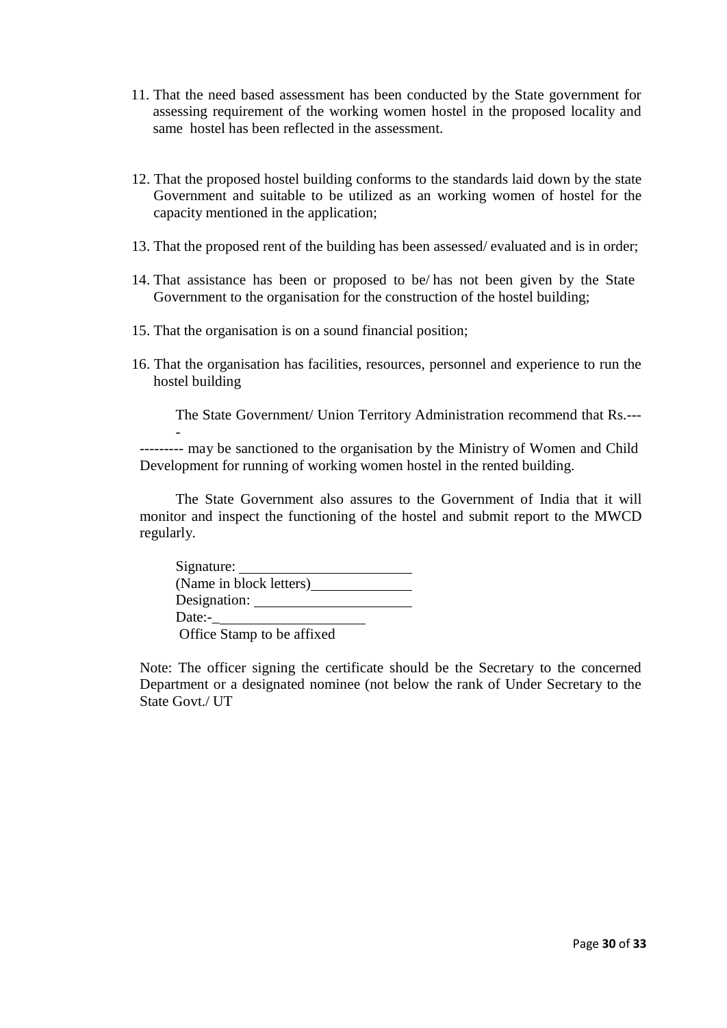11. That the need based assessment has been conducted by the State government for assessing requirement of the working women hostel in the proposed locality and same hostel has been reflected in the assessment.

12. That the proposed hostel building conforms to the standards laid down by the state Government and suitable to be utilized as an working women of hostel for the capacity mentioned in the application;

13. That the proposed rent of the building has been assessed/ evaluated and is in order;

14. That assistance has been or proposed to be/ has not been given by the State Government to the organisation for the construction of the hostel building;

15. That the organisation is on a sound financial position;

16. That the organisation has facilities, resources, personnel and experience to run the hostel building

The State Government/ Union Territory Administration recommend that Rs.----
--------- may be sanctioned to the organisation by the Ministry of Women and Child Development for running of working women hostel in the rented building.

The State Government also assures to the Government of India that it will monitor and inspect the functioning of the hostel and submit report to the MWCD regularly.

Signature: ______________________
(Name in block letters)____________
Designation: ____________________
Date:-_____________________
Office Stamp to be affixed

Note: The officer signing the certificate should be the Secretary to the concerned Department or a designated nominee (not below the rank of Under Secretary to the State Govt./ UT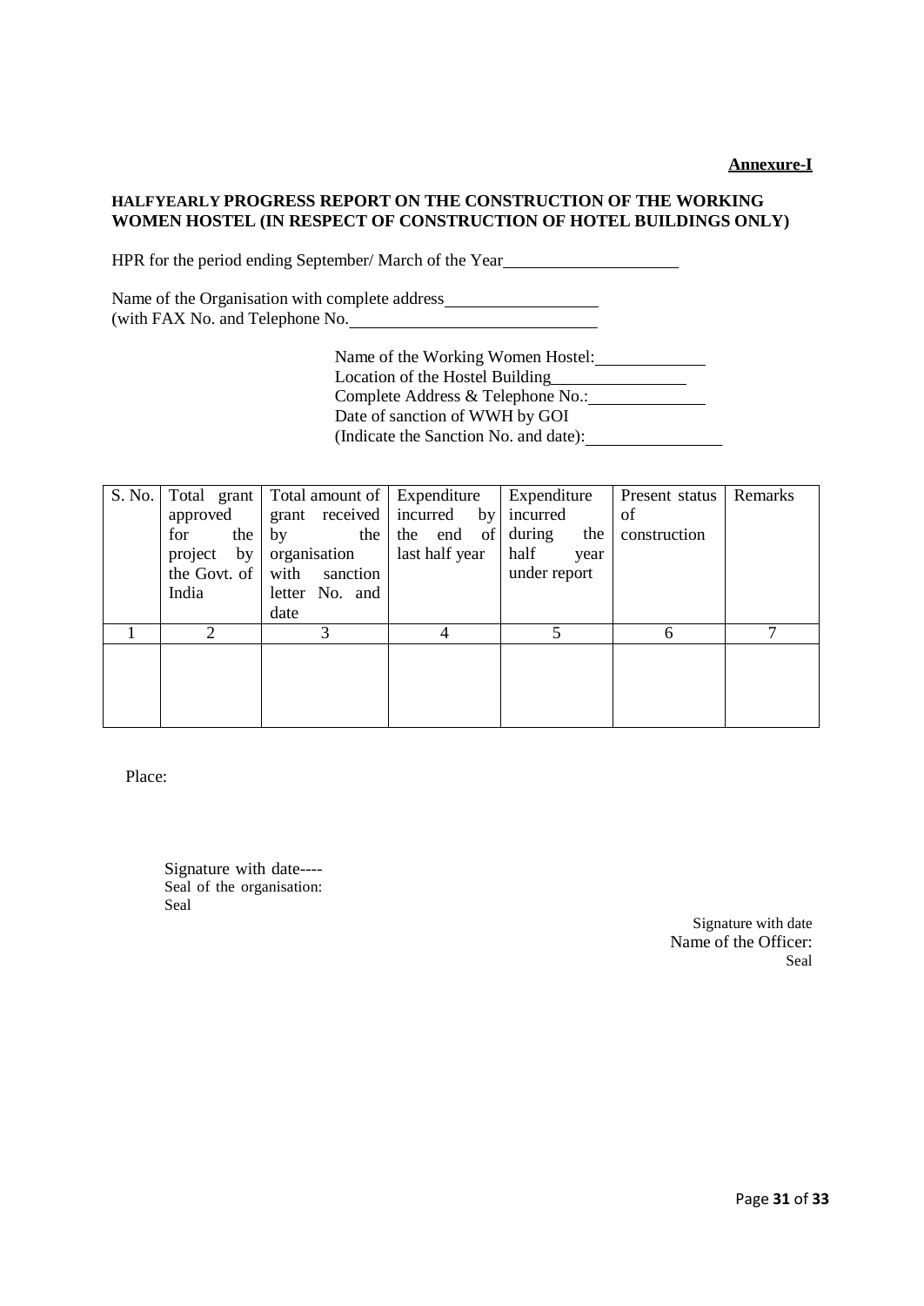**Annexure-I**

**HALFYEARLY PROGRESS REPORT ON THE CONSTRUCTION OF THE WORKING WOMEN HOSTEL (IN RESPECT OF CONSTRUCTION OF HOTEL BUILDINGS ONLY)**

HPR for the period ending September/ March of the Year____________________

Name of the Organisation with complete address__________________
(with FAX No. and Telephone No.______________________________

Name of the Working Women Hostel:_____________
Location of the Hostel Building________________
Complete Address & Telephone No.:_____________
Date of sanction of WWH by GOI
(Indicate the Sanction No. and date):________________

| S. No. | Total grant approved for the project by the Govt. of India | Total amount of grant received by the organisation with sanction letter No. and date | Expenditure incurred by the end of last half year | Expenditure incurred during the half year under report | Present status of construction | Remarks |
|---|---|---|---|---|---|---|
| 1 | 2 | 3 | 4 | 5 | 6 | 7 |
| | | | | | | |

Place:

Signature with date----
Seal of the organisation:
Seal

Signature with date
Name of the Officer:
Seal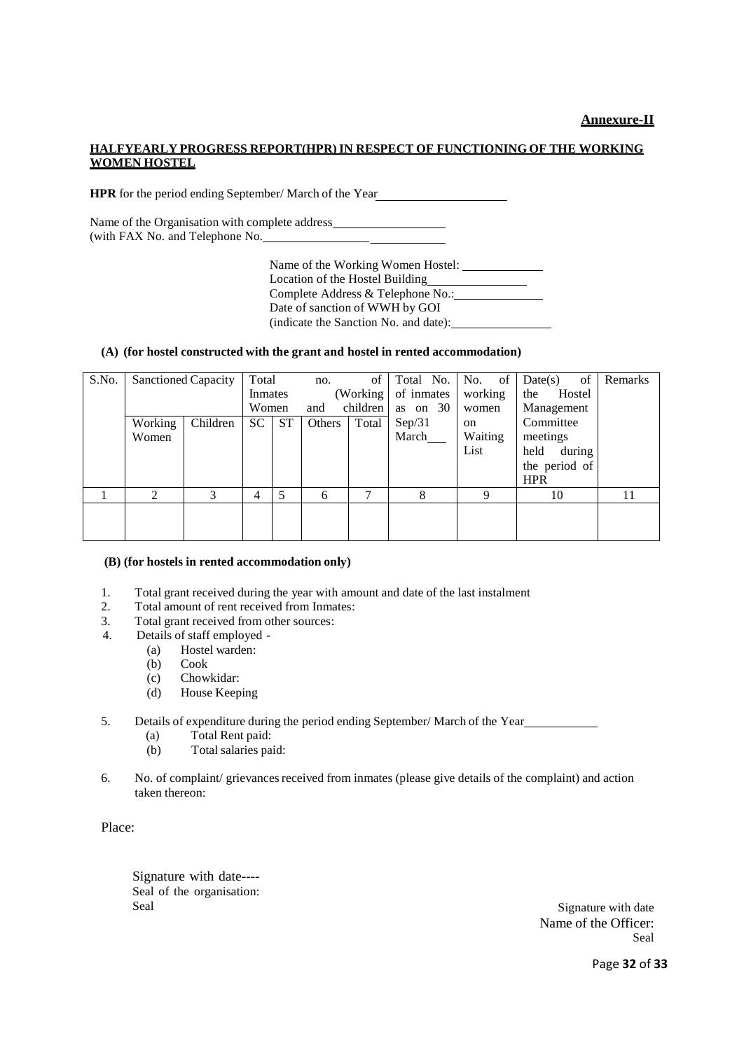**Annexure-II**

**HALFYEARLY PROGRESS REPORT(HPR) IN RESPECT OF FUNCTIONING OF THE WORKING WOMEN HOSTEL**

**HPR** for the period ending September/ March of the Year\_\_\_\_\_\_\_\_\_\_\_\_\_\_\_\_\_\_\_\_

Name of the Organisation with complete address\_\_\_\_\_\_\_\_\_\_\_\_\_\_\_\_\_\_
(with FAX No. and Telephone No.\_\_\_\_\_\_\_\_\_\_\_\_\_\_\_\_\_\_\_\_\_\_\_\_\_\_\_\_\_\_

Name of the Working Women Hostel: \_\_\_\_\_\_\_\_\_\_\_\_\_
Location of the Hostel Building\_\_\_\_\_\_\_\_\_\_\_\_\_\_\_\_
Complete Address & Telephone No.:\_\_\_\_\_\_\_\_\_\_\_\_\_\_
Date of sanction of WWH by GOI
(indicate the Sanction No. and date):\_\_\_\_\_\_\_\_\_\_\_\_\_\_\_\_

**(A) (for hostel constructed with the grant and hostel in rented accommodation)**

| S.No. | Sanctioned Capacity | | Total no. of Inmates (Working Women and children | | | | Total No. of inmates as on 30 Sep/31 March\_\_\_ | No. of working women on Waiting List | Date(s) of the Hostel Management Committee meetings held during the period of HPR | Remarks |
|---|---|---|---|---|---|---|---|---|---|---|
| | Working Women | Children | SC | ST | Others | Total | | | | |
| 1 | 2 | 3 | 4 | 5 | 6 | 7 | 8 | 9 | 10 | 11 |
| | | | | | | | | | | |

**(B) (for hostels in rented accommodation only)**

1. Total grant received during the year with amount and date of the last instalment
2. Total amount of rent received from Inmates:
3. Total grant received from other sources:
4. Details of staff employed -
   - (a) Hostel warden:
   - (b) Cook
   - (c) Chowkidar:
   - (d) House Keeping
5. Details of expenditure during the period ending September/ March of the Year\_\_\_\_\_\_\_\_\_\_\_\_
   - (a) Total Rent paid:
   - (b) Total salaries paid:
6. No. of complaint/ grievances received from inmates (please give details of the complaint) and action taken thereon:

Place:

Signature with date----
Seal of the organisation:
Seal

Signature with date
Name of the Officer:
Seal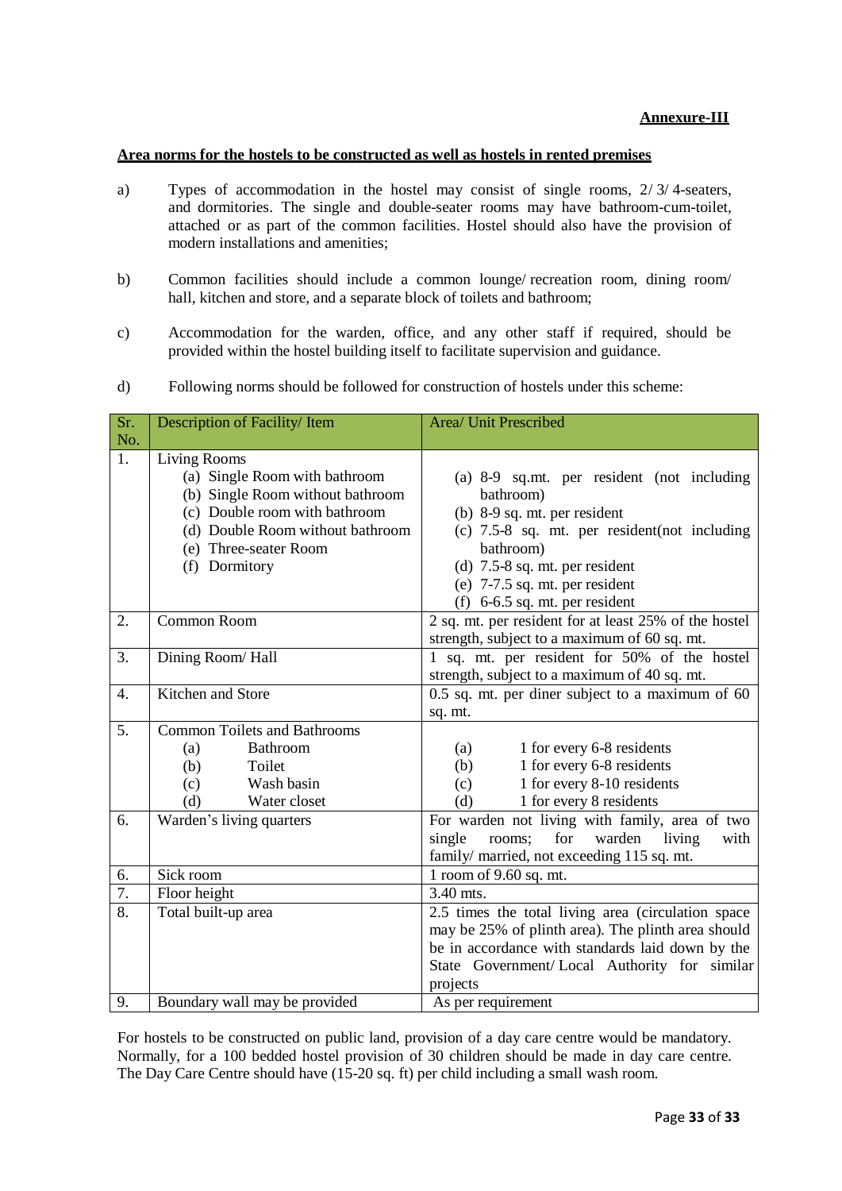**Annexure-III**

**Area norms for the hostels to be constructed as well as hostels in rented premises**

a) Types of accommodation in the hostel may consist of single rooms, 2/ 3/ 4-seaters, and dormitories. The single and double-seater rooms may have bathroom-cum-toilet, attached or as part of the common facilities. Hostel should also have the provision of modern installations and amenities;

b) Common facilities should include a common lounge/ recreation room, dining room/ hall, kitchen and store, and a separate block of toilets and bathroom;

c) Accommodation for the warden, office, and any other staff if required, should be provided within the hostel building itself to facilitate supervision and guidance.

d) Following norms should be followed for construction of hostels under this scheme:

| Sr. No. | Description of Facility/ Item | Area/ Unit Prescribed |
|---|---|---|
| 1. | Living Rooms<br>(a) Single Room with bathroom<br>(b) Single Room without bathroom<br>(c) Double room with bathroom<br>(d) Double Room without bathroom<br>(e) Three-seater Room<br>(f) Dormitory | (a) 8-9 sq.mt. per resident (not including bathroom)<br>(b) 8-9 sq. mt. per resident<br>(c) 7.5-8 sq. mt. per resident(not including bathroom)<br>(d) 7.5-8 sq. mt. per resident<br>(e) 7-7.5 sq. mt. per resident<br>(f) 6-6.5 sq. mt. per resident |
| 2. | Common Room | 2 sq. mt. per resident for at least 25% of the hostel strength, subject to a maximum of 60 sq. mt. |
| 3. | Dining Room/ Hall | 1 sq. mt. per resident for 50% of the hostel strength, subject to a maximum of 40 sq. mt. |
| 4. | Kitchen and Store | 0.5 sq. mt. per diner subject to a maximum of 60 sq. mt. |
| 5. | Common Toilets and Bathrooms<br>(a) Bathroom<br>(b) Toilet<br>(c) Wash basin<br>(d) Water closet | (a) 1 for every 6-8 residents<br>(b) 1 for every 6-8 residents<br>(c) 1 for every 8-10 residents<br>(d) 1 for every 8 residents |
| 6. | Warden's living quarters | For warden not living with family, area of two single rooms; for warden living with family/ married, not exceeding 115 sq. mt. |
| 6. | Sick room | 1 room of 9.60 sq. mt. |
| 7. | Floor height | 3.40 mts. |
| 8. | Total built-up area | 2.5 times the total living area (circulation space may be 25% of plinth area). The plinth area should be in accordance with standards laid down by the State Government/ Local Authority for similar projects |
| 9. | Boundary wall may be provided | As per requirement |

For hostels to be constructed on public land, provision of a day care centre would be mandatory. Normally, for a 100 bedded hostel provision of 30 children should be made in day care centre. The Day Care Centre should have (15-20 sq. ft) per child including a small wash room.